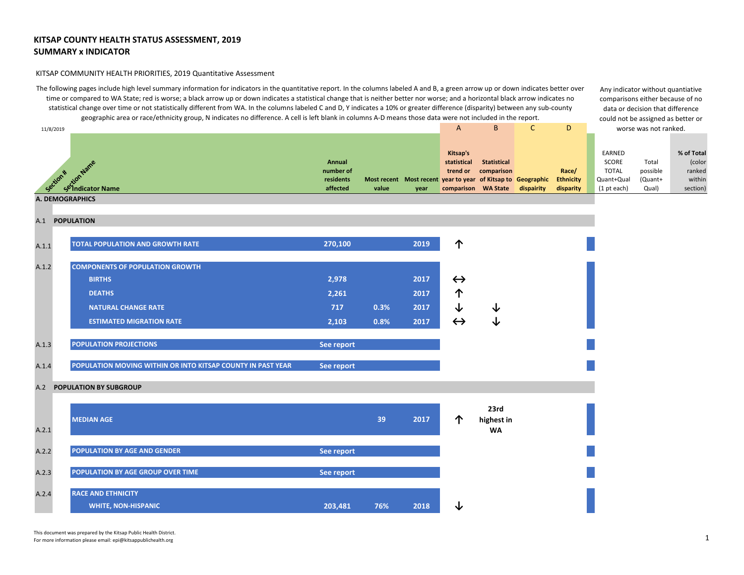# KITSAP COUNTY HEALTH STATUS ASSESSMENT, 2019
## SUMMARY x INDICATOR

KITSAP COMMUNITY HEALTH PRIORITIES, 2019 Quantitative Assessment

The following pages include high level summary information for indicators in the quantitative report. In the columns labeled A and B, a green arrow up or down indicates better over time or compared to WA State; red is worse; a black arrow up or down indicates a statistical change that is neither better nor worse; and a horizontal black arrow indicates no statistical change over time or not statistically different from WA. In the columns labeled C and D, Y indicates a 10% or greater difference (disparity) between any sub-county geographic area or race/ethnicity group, N indicates no difference. A cell is left blank in columns A-D means those data were not included in the report.

Any indicator without quantiative comparisons either because of no data or decision that difference could not be assigned as better or worse was not ranked.

11/8/2019

| Section # | Section Name / Indicator Name | Annual number of residents affected | Most recent value | Most recent year | A: Kitsap's statistical trend or year to year comparison | B: Statistical comparison of Kitsap to WA State | C: Geographic dispairity | D: Race/ Ethnicity disparity | EARNED SCORE TOTAL Quant+Qual (1 pt each) | Total possible (Quant+ Qual) | % of Total (color ranked within section) |
|---|---|---|---|---|---|---|---|---|---|---|---|
| **A. DEMOGRAPHICS** | | | | | | | | | | | |
| A.1 | **POPULATION** | | | | | | | | | | |
| A.1.1 | TOTAL POPULATION AND GROWTH RATE | 270,100 | | 2019 | ↑ | | | | | | |
| A.1.2 | COMPONENTS OF POPULATION GROWTH | | | | | | | | | | |
| | BIRTHS | 2,978 | | 2017 | ↔ | | | | | | |
| | DEATHS | 2,261 | | 2017 | ↑ | | | | | | |
| | NATURAL CHANGE RATE | 717 | 0.3% | 2017 | ↓ | ↓ | | | | | |
| | ESTIMATED MIGRATION RATE | 2,103 | 0.8% | 2017 | ↔ | ↓ | | | | | |
| A.1.3 | POPULATION PROJECTIONS | See report | | | | | | | | | |
| A.1.4 | POPULATION MOVING WITHIN OR INTO KITSAP COUNTY IN PAST YEAR | See report | | | | | | | | | |
| A.2 | **POPULATION BY SUBGROUP** | | | | | | | | | | |
| A.2.1 | MEDIAN AGE | | 39 | 2017 | ↑ | 23rd highest in WA | | | | | |
| A.2.2 | POPULATION BY AGE AND GENDER | See report | | | | | | | | | |
| A.2.3 | POPULATION BY AGE GROUP OVER TIME | See report | | | | | | | | | |
| A.2.4 | RACE AND ETHNICITY | | | | | | | | | | |
| | WHITE, NON-HISPANIC | 203,481 | 76% | 2018 | ↓ | | | | | | |

This document was prepared by the Kitsap Public Health District.
For more information please email: epi@kitsappublichealth.org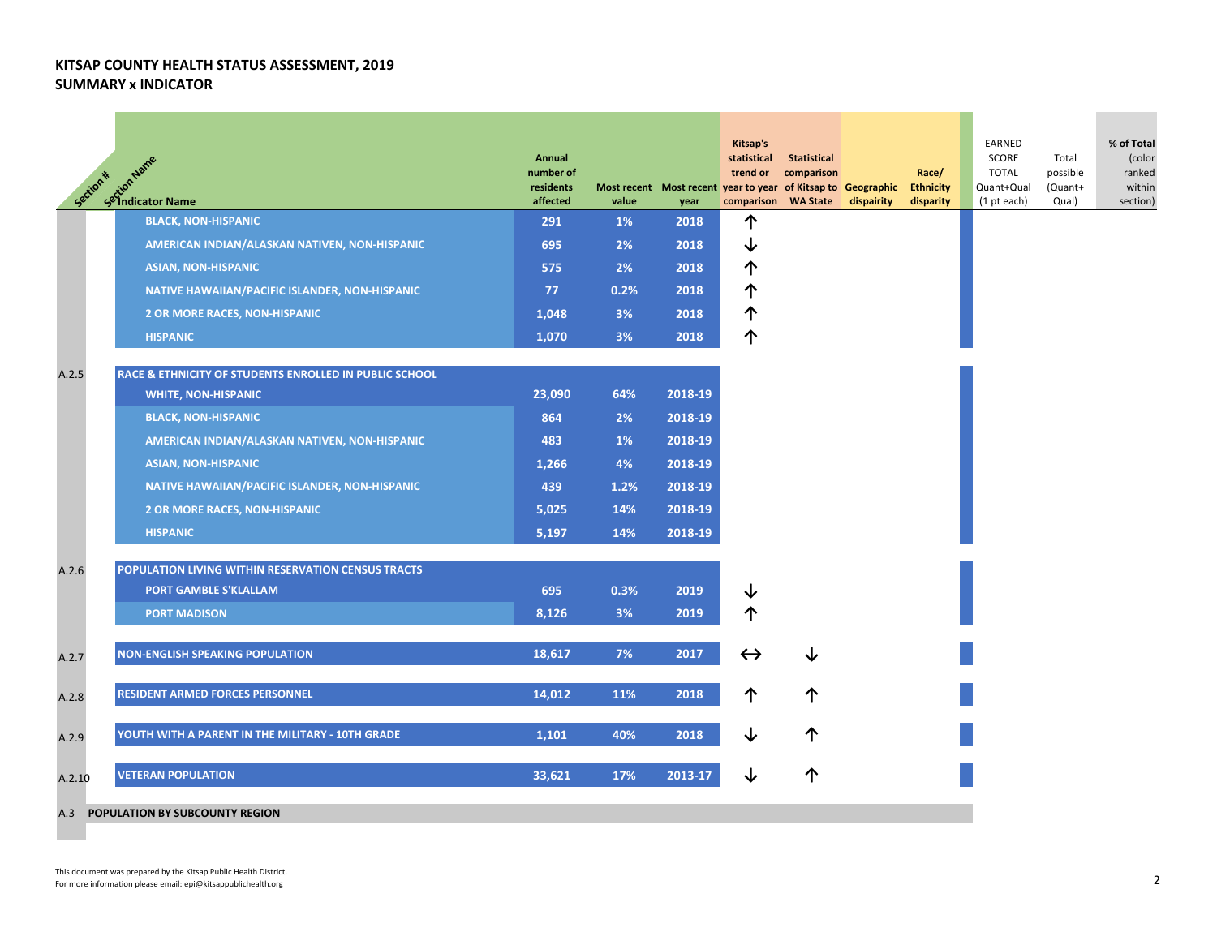# KITSAP COUNTY HEALTH STATUS ASSESSMENT, 2019
## SUMMARY x INDICATOR

| Section # | Section Name / Indicator Name | Annual number of residents affected | Most recent value | Most recent year | Kitsap's statistical trend or year to year comparison | Statistical comparison of Kitsap to WA State | Geographic dispairity | Race/ Ethnicity disparity | EARNED SCORE TOTAL Quant+Qual (1 pt each) | Total possible (Quant+ Qual) | % of Total (color ranked within section) |
|---|---|---|---|---|---|---|---|---|---|---|---|
| | BLACK, NON-HISPANIC | 291 | 1% | 2018 | ↑ | | | | | | |
| | AMERICAN INDIAN/ALASKAN NATIVEN, NON-HISPANIC | 695 | 2% | 2018 | ↓ | | | | | | |
| | ASIAN, NON-HISPANIC | 575 | 2% | 2018 | ↑ | | | | | | |
| | NATIVE HAWAIIAN/PACIFIC ISLANDER, NON-HISPANIC | 77 | 0.2% | 2018 | ↑ | | | | | | |
| | 2 OR MORE RACES, NON-HISPANIC | 1,048 | 3% | 2018 | ↑ | | | | | | |
| | HISPANIC | 1,070 | 3% | 2018 | ↑ | | | | | | |
| A.2.5 | RACE & ETHNICITY OF STUDENTS ENROLLED IN PUBLIC SCHOOL | | | | | | | | | | |
| | WHITE, NON-HISPANIC | 23,090 | 64% | 2018-19 | | | | | | | |
| | BLACK, NON-HISPANIC | 864 | 2% | 2018-19 | | | | | | | |
| | AMERICAN INDIAN/ALASKAN NATIVEN, NON-HISPANIC | 483 | 1% | 2018-19 | | | | | | | |
| | ASIAN, NON-HISPANIC | 1,266 | 4% | 2018-19 | | | | | | | |
| | NATIVE HAWAIIAN/PACIFIC ISLANDER, NON-HISPANIC | 439 | 1.2% | 2018-19 | | | | | | | |
| | 2 OR MORE RACES, NON-HISPANIC | 5,025 | 14% | 2018-19 | | | | | | | |
| | HISPANIC | 5,197 | 14% | 2018-19 | | | | | | | |
| A.2.6 | POPULATION LIVING WITHIN RESERVATION CENSUS TRACTS | | | | | | | | | | |
| | PORT GAMBLE S'KLALLAM | 695 | 0.3% | 2019 | ↓ | | | | | | |
| | PORT MADISON | 8,126 | 3% | 2019 | ↑ | | | | | | |
| A.2.7 | NON-ENGLISH SPEAKING POPULATION | 18,617 | 7% | 2017 | ↔ | ↓ | | | | | |
| A.2.8 | RESIDENT ARMED FORCES PERSONNEL | 14,012 | 11% | 2018 | ↑ | ↑ | | | | | |
| A.2.9 | YOUTH WITH A PARENT IN THE MILITARY - 10TH GRADE | 1,101 | 40% | 2018 | ↓ | ↑ | | | | | |
| A.2.10 | VETERAN POPULATION | 33,621 | 17% | 2013-17 | ↓ | ↑ | | | | | |
| A.3 | POPULATION BY SUBCOUNTY REGION | | | | | | | | | | |

This document was prepared by the Kitsap Public Health District.
For more information please email: epi@kitsappublichealth.org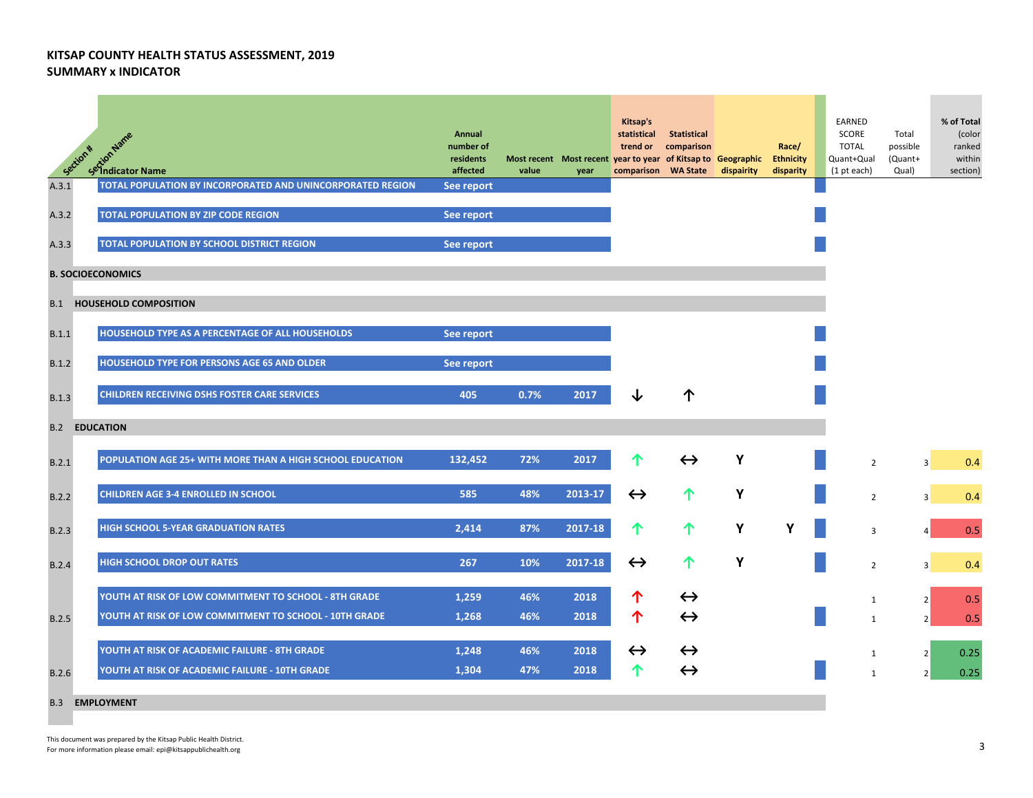**KITSAP COUNTY HEALTH STATUS ASSESSMENT, 2019**
**SUMMARY x INDICATOR**

| Section # | Section Name / Indicator Name | Annual number of residents affected | Most recent value | Most recent year | Kitsap's statistical trend or year to year comparison | Statistical comparison of Kitsap to WA State | Geographic dispairity | Race/ Ethnicity disparity | EARNED SCORE TOTAL Quant+Qual (1 pt each) | Total possible (Quant+ Qual) | % of Total (color ranked within section) |
|---|---|---|---|---|---|---|---|---|---|---|---|
| A.3.1 | TOTAL POPULATION BY INCORPORATED AND UNINCORPORATED REGION | See report | | | | | | | | | |
| A.3.2 | TOTAL POPULATION BY ZIP CODE REGION | See report | | | | | | | | | |
| A.3.3 | TOTAL POPULATION BY SCHOOL DISTRICT REGION | See report | | | | | | | | | |
| **B. SOCIOECONOMICS** | | | | | | | | | | | |
| B.1 | **HOUSEHOLD COMPOSITION** | | | | | | | | | | |
| B.1.1 | HOUSEHOLD TYPE AS A PERCENTAGE OF ALL HOUSEHOLDS | See report | | | | | | | | | |
| B.1.2 | HOUSEHOLD TYPE FOR PERSONS AGE 65 AND OLDER | See report | | | | | | | | | |
| B.1.3 | CHILDREN RECEIVING DSHS FOSTER CARE SERVICES | 405 | 0.7% | 2017 | ↓ | ↑ | | | | | |
| B.2 | **EDUCATION** | | | | | | | | | | |
| B.2.1 | POPULATION AGE 25+ WITH MORE THAN A HIGH SCHOOL EDUCATION | 132,452 | 72% | 2017 | ↑ | ↔ | Y | | 2 | 3 | 0.4 |
| B.2.2 | CHILDREN AGE 3-4 ENROLLED IN SCHOOL | 585 | 48% | 2013-17 | ↔ | ↑ | Y | | 2 | 3 | 0.4 |
| B.2.3 | HIGH SCHOOL 5-YEAR GRADUATION RATES | 2,414 | 87% | 2017-18 | ↑ | ↑ | Y | Y | 3 | 4 | 0.5 |
| B.2.4 | HIGH SCHOOL DROP OUT RATES | 267 | 10% | 2017-18 | ↔ | ↑ | Y | | 2 | 3 | 0.4 |
| B.2.5 | YOUTH AT RISK OF LOW COMMITMENT TO SCHOOL - 8TH GRADE | 1,259 | 46% | 2018 | ↑ | ↔ | | | 1 | 2 | 0.5 |
| | YOUTH AT RISK OF LOW COMMITMENT TO SCHOOL - 10TH GRADE | 1,268 | 46% | 2018 | ↑ | ↔ | | | 1 | 2 | 0.5 |
| B.2.6 | YOUTH AT RISK OF ACADEMIC FAILURE - 8TH GRADE | 1,248 | 46% | 2018 | ↔ | ↔ | | | 1 | 2 | 0.25 |
| | YOUTH AT RISK OF ACADEMIC FAILURE - 10TH GRADE | 1,304 | 47% | 2018 | ↑ | ↔ | | | 1 | 2 | 0.25 |
| B.3 | **EMPLOYMENT** | | | | | | | | | | |

This document was prepared by the Kitsap Public Health District.
For more information please email: epi@kitsappublichealth.org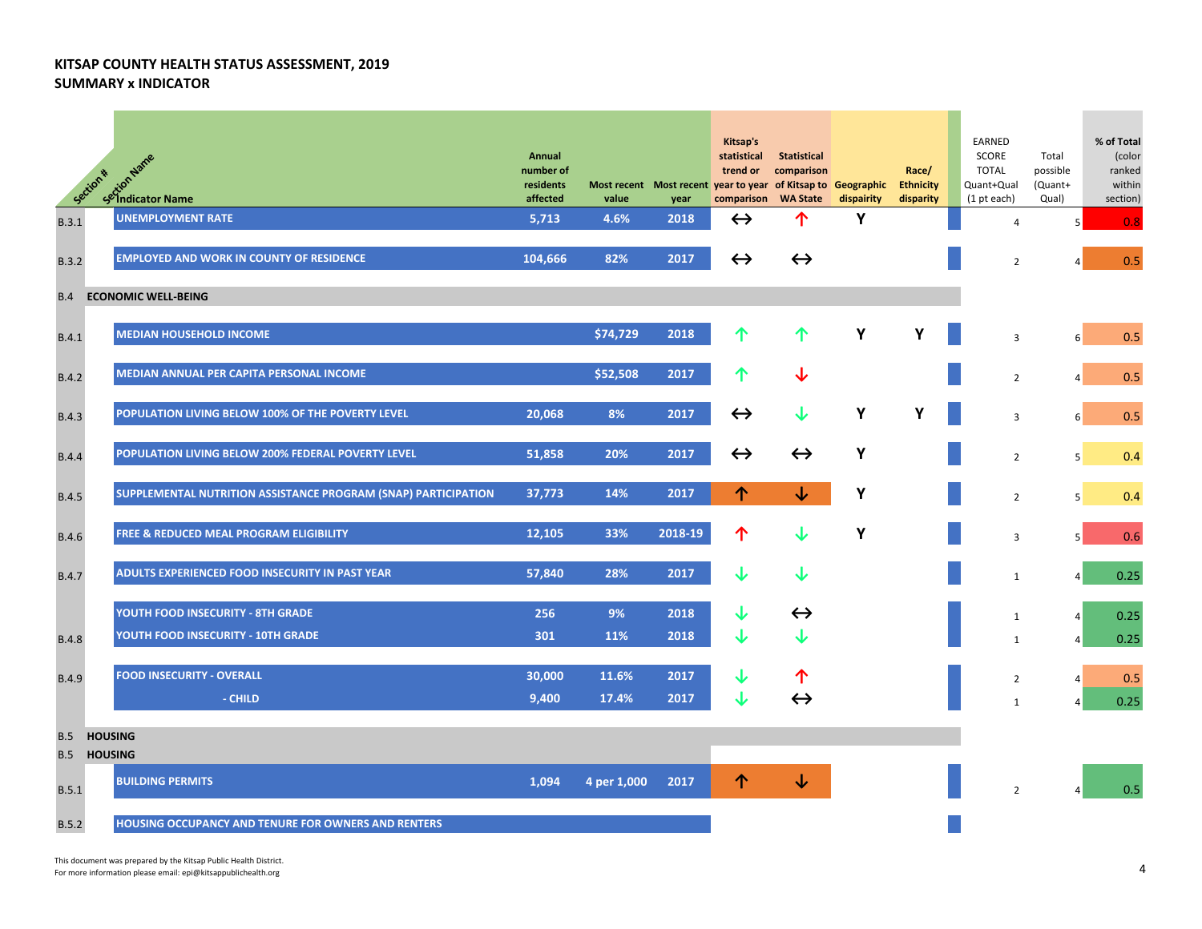**KITSAP COUNTY HEALTH STATUS ASSESSMENT, 2019**
**SUMMARY x INDICATOR**

| Section # | Section Name / Indicator Name | Annual number of residents affected | Most recent value | Most recent year | Kitsap's statistical trend or year to year comparison | Statistical comparison of Kitsap to WA State | Geographic dispairity | Race/ Ethnicity disparity | EARNED SCORE TOTAL Quant+Qual (1 pt each) | Total possible (Quant+ Qual) | % of Total (color ranked within section) |
|---|---|---|---|---|---|---|---|---|---|---|---|
| B.3.1 | UNEMPLOYMENT RATE | 5,713 | 4.6% | 2018 | ↔ | ↑ | Y | | 4 | 5 | 0.8 |
| B.3.2 | EMPLOYED AND WORK IN COUNTY OF RESIDENCE | 104,666 | 82% | 2017 | ↔ | ↔ | | | 2 | 4 | 0.5 |
| B.4 | **ECONOMIC WELL-BEING** | | | | | | | | | | |
| B.4.1 | MEDIAN HOUSEHOLD INCOME | | $74,729 | 2018 | ↑ | ↑ | Y | Y | 3 | 6 | 0.5 |
| B.4.2 | MEDIAN ANNUAL PER CAPITA PERSONAL INCOME | | $52,508 | 2017 | ↑ | ↓ | | | 2 | 4 | 0.5 |
| B.4.3 | POPULATION LIVING BELOW 100% OF THE POVERTY LEVEL | 20,068 | 8% | 2017 | ↔ | ↓ | Y | Y | 3 | 6 | 0.5 |
| B.4.4 | POPULATION LIVING BELOW 200% FEDERAL POVERTY LEVEL | 51,858 | 20% | 2017 | ↔ | ↔ | Y | | 2 | 5 | 0.4 |
| B.4.5 | SUPPLEMENTAL NUTRITION ASSISTANCE PROGRAM (SNAP) PARTICIPATION | 37,773 | 14% | 2017 | ↑ | ↓ | Y | | 2 | 5 | 0.4 |
| B.4.6 | FREE & REDUCED MEAL PROGRAM ELIGIBILITY | 12,105 | 33% | 2018-19 | ↑ | ↓ | Y | | 3 | 5 | 0.6 |
| B.4.7 | ADULTS EXPERIENCED FOOD INSECURITY IN PAST YEAR | 57,840 | 28% | 2017 | ↓ | ↓ | | | 1 | 4 | 0.25 |
| B.4.8 | YOUTH FOOD INSECURITY - 8TH GRADE | 256 | 9% | 2018 | ↓ | ↔ | | | 1 | 4 | 0.25 |
| | YOUTH FOOD INSECURITY - 10TH GRADE | 301 | 11% | 2018 | ↓ | ↓ | | | 1 | 4 | 0.25 |
| B.4.9 | FOOD INSECURITY - OVERALL | 30,000 | 11.6% | 2017 | ↓ | ↑ | | | 2 | 4 | 0.5 |
| | - CHILD | 9,400 | 17.4% | 2017 | ↓ | ↔ | | | 1 | 4 | 0.25 |
| B.5 | **HOUSING** | | | | | | | | | | |
| B.5 | **HOUSING** | | | | | | | | | | |
| B.5.1 | BUILDING PERMITS | 1,094 | 4 per 1,000 | 2017 | ↑ | ↓ | | | 2 | 4 | 0.5 |
| B.5.2 | HOUSING OCCUPANCY AND TENURE FOR OWNERS AND RENTERS | | | | | | | | | | |

This document was prepared by the Kitsap Public Health District.
For more information please email: epi@kitsappublichealth.org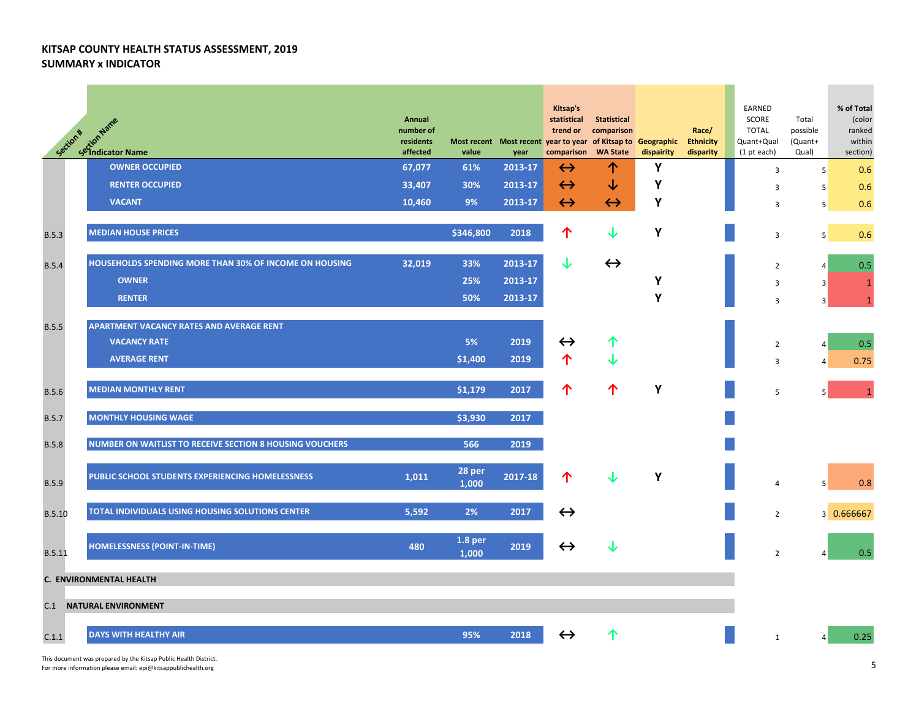# KITSAP COUNTY HEALTH STATUS ASSESSMENT, 2019
## SUMMARY x INDICATOR

| Section # | Section Name / Indicator Name | Annual number of residents affected | Most recent value | Most recent year | Kitsap's statistical trend or year to year comparison | Statistical comparison of Kitsap to WA State | Geographic dispairity | Race/ Ethnicity disparity | EARNED SCORE TOTAL Quant+Qual (1 pt each) | Total possible (Quant+ Qual) | % of Total (color ranked within section) |
|---|---|---|---|---|---|---|---|---|---|---|---|
| | OWNER OCCUPIED | 67,077 | 61% | 2013-17 | ↔ | ↑ | Y | | 3 | 5 | 0.6 |
| | RENTER OCCUPIED | 33,407 | 30% | 2013-17 | ↔ | ↓ | Y | | 3 | 5 | 0.6 |
| | VACANT | 10,460 | 9% | 2013-17 | ↔ | ↔ | Y | | 3 | 5 | 0.6 |
| B.5.3 | MEDIAN HOUSE PRICES | | $346,800 | 2018 | ↑ | ↓ | Y | | 3 | 5 | 0.6 |
| B.5.4 | HOUSEHOLDS SPENDING MORE THAN 30% OF INCOME ON HOUSING | 32,019 | 33% | 2013-17 | ↓ | ↔ | | | 2 | 4 | 0.5 |
| | OWNER | | 25% | 2013-17 | | | Y | | 3 | 3 | 1 |
| | RENTER | | 50% | 2013-17 | | | Y | | 3 | 3 | 1 |
| B.5.5 | APARTMENT VACANCY RATES AND AVERAGE RENT | | | | | | | | | | |
| | VACANCY RATE | | 5% | 2019 | ↔ | ↑ | | | 2 | 4 | 0.5 |
| | AVERAGE RENT | | $1,400 | 2019 | ↑ | ↓ | | | 3 | 4 | 0.75 |
| B.5.6 | MEDIAN MONTHLY RENT | | $1,179 | 2017 | ↑ | ↑ | Y | | 5 | 5 | 1 |
| B.5.7 | MONTHLY HOUSING WAGE | | $3,930 | 2017 | | | | | | | |
| B.5.8 | NUMBER ON WAITLIST TO RECEIVE SECTION 8 HOUSING VOUCHERS | | 566 | 2019 | | | | | | | |
| B.5.9 | PUBLIC SCHOOL STUDENTS EXPERIENCING HOMELESSNESS | 1,011 | 28 per 1,000 | 2017-18 | ↑ | ↓ | Y | | 4 | 5 | 0.8 |
| B.5.10 | TOTAL INDIVIDUALS USING HOUSING SOLUTIONS CENTER | 5,592 | 2% | 2017 | ↔ | | | | 2 | 3 | 0.666667 |
| B.5.11 | HOMELESSNESS (POINT-IN-TIME) | 480 | 1.8 per 1,000 | 2019 | ↔ | ↓ | | | 2 | 4 | 0.5 |
| **C.** | **ENVIRONMENTAL HEALTH** | | | | | | | | | | |
| C.1 | **NATURAL ENVIRONMENT** | | | | | | | | | | |
| C.1.1 | DAYS WITH HEALTHY AIR | | 95% | 2018 | ↔ | ↑ | | | 1 | 4 | 0.25 |

This document was prepared by the Kitsap Public Health District.
For more information please email: epi@kitsappublichealth.org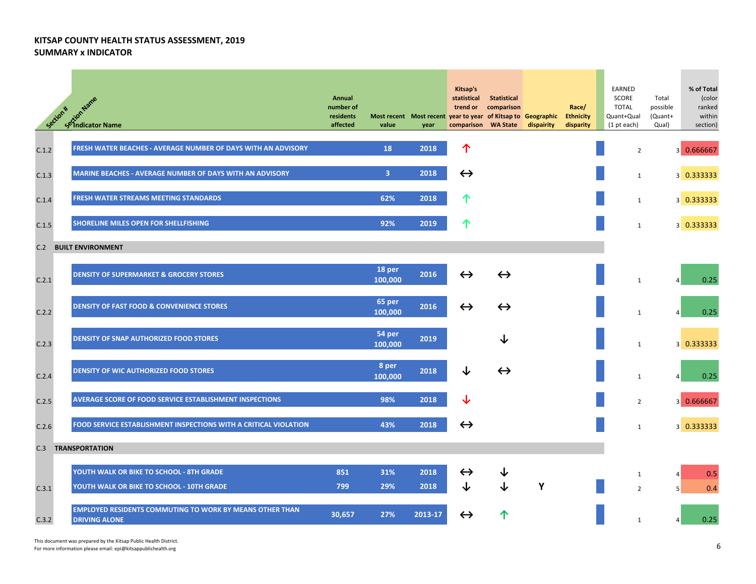# KITSAP COUNTY HEALTH STATUS ASSESSMENT, 2019
## SUMMARY x INDICATOR

| Section # | Section Name / Indicator Name | Annual number of residents affected | Most recent value | Most recent year | Kitsap's statistical trend or year to year comparison | Statistical comparison of Kitsap to WA State | Geographic dispairity | Race/ Ethnicity disparity | EARNED SCORE TOTAL Quant+Qual (1 pt each) | Total possible (Quant+ Qual) | % of Total (color ranked within section) |
|---|---|---|---|---|---|---|---|---|---|---|---|
| C.1.2 | FRESH WATER BEACHES - AVERAGE NUMBER OF DAYS WITH AN ADVISORY | | 18 | 2018 | ↑ | | | | 2 | 3 | 0.666667 |
| C.1.3 | MARINE BEACHES - AVERAGE NUMBER OF DAYS WITH AN ADVISORY | | 3 | 2018 | ↔ | | | | 1 | 3 | 0.333333 |
| C.1.4 | FRESH WATER STREAMS MEETING STANDARDS | | 62% | 2018 | ↑ | | | | 1 | 3 | 0.333333 |
| C.1.5 | SHORELINE MILES OPEN FOR SHELLFISHING | | 92% | 2019 | ↑ | | | | 1 | 3 | 0.333333 |
| C.2 | **BUILT ENVIRONMENT** | | | | | | | | | | |
| C.2.1 | DENSITY OF SUPERMARKET & GROCERY STORES | | 18 per 100,000 | 2016 | ↔ | ↔ | | | 1 | 4 | 0.25 |
| C.2.2 | DENSITY OF FAST FOOD & CONVENIENCE STORES | | 65 per 100,000 | 2016 | ↔ | ↔ | | | 1 | 4 | 0.25 |
| C.2.3 | DENSITY OF SNAP AUTHORIZED FOOD STORES | | 54 per 100,000 | 2019 | | ↓ | | | 1 | 3 | 0.333333 |
| C.2.4 | DENSITY OF WIC AUTHORIZED FOOD STORES | | 8 per 100,000 | 2018 | ↓ | ↔ | | | 1 | 4 | 0.25 |
| C.2.5 | AVERAGE SCORE OF FOOD SERVICE ESTABLISHMENT INSPECTIONS | | 98% | 2018 | ↓ | | | | 2 | 3 | 0.666667 |
| C.2.6 | FOOD SERVICE ESTABLISHMENT INSPECTIONS WITH A CRITICAL VIOLATION | | 43% | 2018 | ↔ | | | | 1 | 3 | 0.333333 |
| C.3 | **TRANSPORTATION** | | | | | | | | | | |
| C.3.1 | YOUTH WALK OR BIKE TO SCHOOL - 8TH GRADE | 851 | 31% | 2018 | ↔ | ↓ | | | 1 | 4 | 0.5 |
| C.3.1 | YOUTH WALK OR BIKE TO SCHOOL - 10TH GRADE | 799 | 29% | 2018 | ↓ | ↓ | Y | | 2 | 5 | 0.4 |
| C.3.2 | EMPLOYED RESIDENTS COMMUTING TO WORK BY MEANS OTHER THAN DRIVING ALONE | 30,657 | 27% | 2013-17 | ↔ | ↑ | | | 1 | 4 | 0.25 |

This document was prepared by the Kitsap Public Health District.
For more information please email: epi@kitsappublichealth.org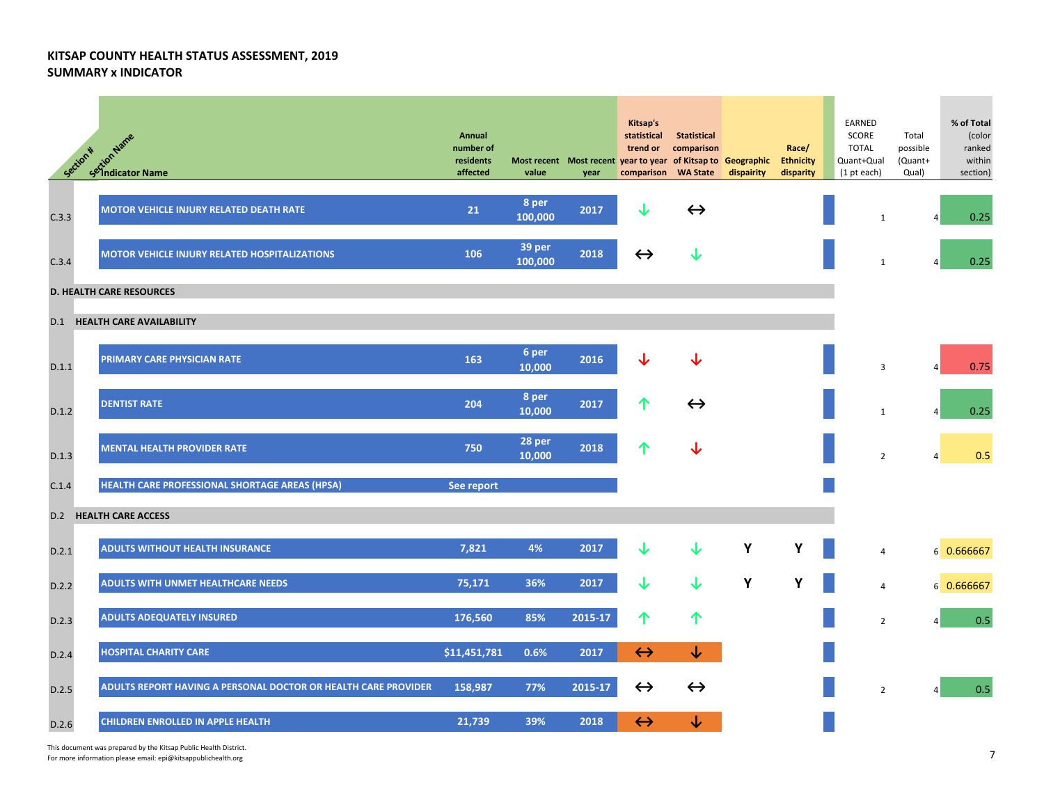**KITSAP COUNTY HEALTH STATUS ASSESSMENT, 2019**
**SUMMARY x INDICATOR**

| Section # | Section Name / Indicator Name | Annual number of residents affected | Most recent value | Most recent year | Kitsap's statistical trend or year to year comparison | Statistical comparison of Kitsap to WA State | Geographic dispairity | Race/ Ethnicity disparity | EARNED SCORE TOTAL Quant+Qual (1 pt each) | Total possible (Quant+ Qual) | % of Total (color ranked within section) |
|---|---|---|---|---|---|---|---|---|---|---|---|
| C.3.3 | MOTOR VEHICLE INJURY RELATED DEATH RATE | 21 | 8 per 100,000 | 2017 | ↓ | ↔ | | | 1 | 4 | 0.25 |
| C.3.4 | MOTOR VEHICLE INJURY RELATED HOSPITALIZATIONS | 106 | 39 per 100,000 | 2018 | ↔ | ↓ | | | 1 | 4 | 0.25 |
| **D. HEALTH CARE RESOURCES** | | | | | | | | | | | |
| D.1 | **HEALTH CARE AVAILABILITY** | | | | | | | | | | |
| D.1.1 | PRIMARY CARE PHYSICIAN RATE | 163 | 6 per 10,000 | 2016 | ↓ | ↓ | | | 3 | 4 | 0.75 |
| D.1.2 | DENTIST RATE | 204 | 8 per 10,000 | 2017 | ↑ | ↔ | | | 1 | 4 | 0.25 |
| D.1.3 | MENTAL HEALTH PROVIDER RATE | 750 | 28 per 10,000 | 2018 | ↑ | ↓ | | | 2 | 4 | 0.5 |
| C.1.4 | HEALTH CARE PROFESSIONAL SHORTAGE AREAS (HPSA) | See report | | | | | | | | | |
| D.2 | **HEALTH CARE ACCESS** | | | | | | | | | | |
| D.2.1 | ADULTS WITHOUT HEALTH INSURANCE | 7,821 | 4% | 2017 | ↓ | ↓ | Y | Y | 4 | 6 | 0.666667 |
| D.2.2 | ADULTS WITH UNMET HEALTHCARE NEEDS | 75,171 | 36% | 2017 | ↓ | ↓ | Y | Y | 4 | 6 | 0.666667 |
| D.2.3 | ADULTS ADEQUATELY INSURED | 176,560 | 85% | 2015-17 | ↑ | ↑ | | | 2 | 4 | 0.5 |
| D.2.4 | HOSPITAL CHARITY CARE | $11,451,781 | 0.6% | 2017 | ↔ | ↓ | | | | | |
| D.2.5 | ADULTS REPORT HAVING A PERSONAL DOCTOR OR HEALTH CARE PROVIDER | 158,987 | 77% | 2015-17 | ↔ | ↔ | | | 2 | 4 | 0.5 |
| D.2.6 | CHILDREN ENROLLED IN APPLE HEALTH | 21,739 | 39% | 2018 | ↔ | ↓ | | | | | |

This document was prepared by the Kitsap Public Health District.
For more information please email: epi@kitsappublichealth.org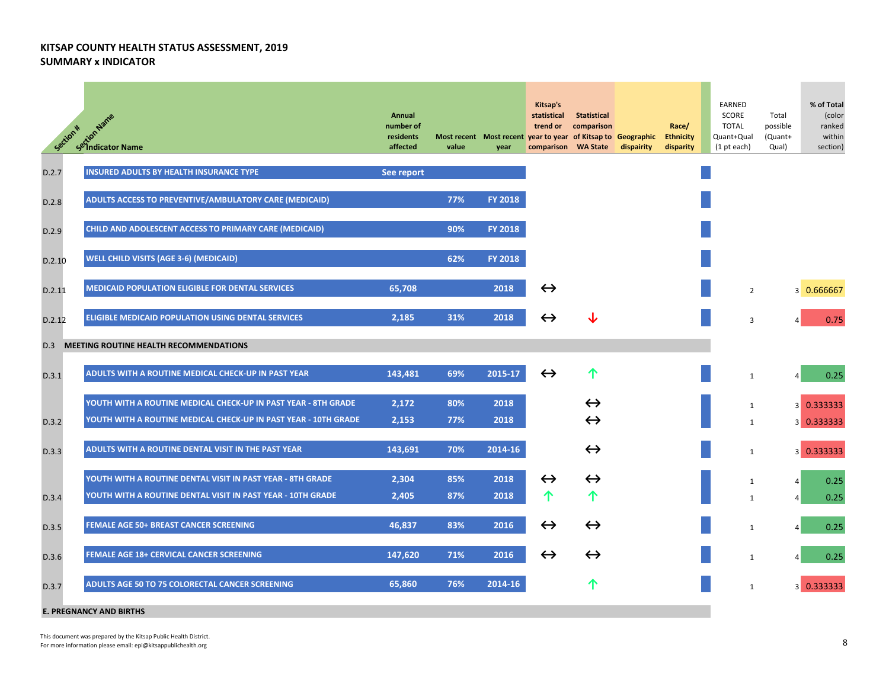# KITSAP COUNTY HEALTH STATUS ASSESSMENT, 2019
## SUMMARY x INDICATOR

| Section # | Section Name / Indicator Name | Annual number of residents affected | Most recent value | Most recent year | Kitsap's statistical trend or year to year comparison | Statistical comparison of Kitsap to WA State | Geographic dispairity | Race/ Ethnicity disparity | EARNED SCORE TOTAL Quant+Qual (1 pt each) | Total possible (Quant+ Qual) | % of Total (color ranked within section) |
|---|---|---|---|---|---|---|---|---|---|---|---|
| D.2.7 | INSURED ADULTS BY HEALTH INSURANCE TYPE | See report | | | | | | | | | |
| D.2.8 | ADULTS ACCESS TO PREVENTIVE/AMBULATORY CARE (MEDICAID) | | 77% | FY 2018 | | | | | | | |
| D.2.9 | CHILD AND ADOLESCENT ACCESS TO PRIMARY CARE (MEDICAID) | | 90% | FY 2018 | | | | | | | |
| D.2.10 | WELL CHILD VISITS (AGE 3-6) (MEDICAID) | | 62% | FY 2018 | | | | | | | |
| D.2.11 | MEDICAID POPULATION ELIGIBLE FOR DENTAL SERVICES | 65,708 | | 2018 | ↔ | | | | 2 | 3 | 0.666667 |
| D.2.12 | ELIGIBLE MEDICAID POPULATION USING DENTAL SERVICES | 2,185 | 31% | 2018 | ↔ | ↓ | | | 3 | 4 | 0.75 |
| D.3 | MEETING ROUTINE HEALTH RECOMMENDATIONS | | | | | | | | | | |
| D.3.1 | ADULTS WITH A ROUTINE MEDICAL CHECK-UP IN PAST YEAR | 143,481 | 69% | 2015-17 | ↔ | ↑ | | | 1 | 4 | 0.25 |
| D.3.2 | YOUTH WITH A ROUTINE MEDICAL CHECK-UP IN PAST YEAR - 8TH GRADE | 2,172 | 80% | 2018 | | ↔ | | | 1 | 3 | 0.333333 |
| | YOUTH WITH A ROUTINE MEDICAL CHECK-UP IN PAST YEAR - 10TH GRADE | 2,153 | 77% | 2018 | | ↔ | | | 1 | 3 | 0.333333 |
| D.3.3 | ADULTS WITH A ROUTINE DENTAL VISIT IN THE PAST YEAR | 143,691 | 70% | 2014-16 | | ↔ | | | 1 | 3 | 0.333333 |
| D.3.4 | YOUTH WITH A ROUTINE DENTAL VISIT IN PAST YEAR - 8TH GRADE | 2,304 | 85% | 2018 | ↔ | ↔ | | | 1 | 4 | 0.25 |
| | YOUTH WITH A ROUTINE DENTAL VISIT IN PAST YEAR - 10TH GRADE | 2,405 | 87% | 2018 | ↑ | ↑ | | | 1 | 4 | 0.25 |
| D.3.5 | FEMALE AGE 50+ BREAST CANCER SCREENING | 46,837 | 83% | 2016 | ↔ | ↔ | | | 1 | 4 | 0.25 |
| D.3.6 | FEMALE AGE 18+ CERVICAL CANCER SCREENING | 147,620 | 71% | 2016 | ↔ | ↔ | | | 1 | 4 | 0.25 |
| D.3.7 | ADULTS AGE 50 TO 75 COLORECTAL CANCER SCREENING | 65,860 | 76% | 2014-16 | | ↑ | | | 1 | 3 | 0.333333 |
| E. | PREGNANCY AND BIRTHS | | | | | | | | | | |

This document was prepared by the Kitsap Public Health District.
For more information please email: epi@kitsappublichealth.org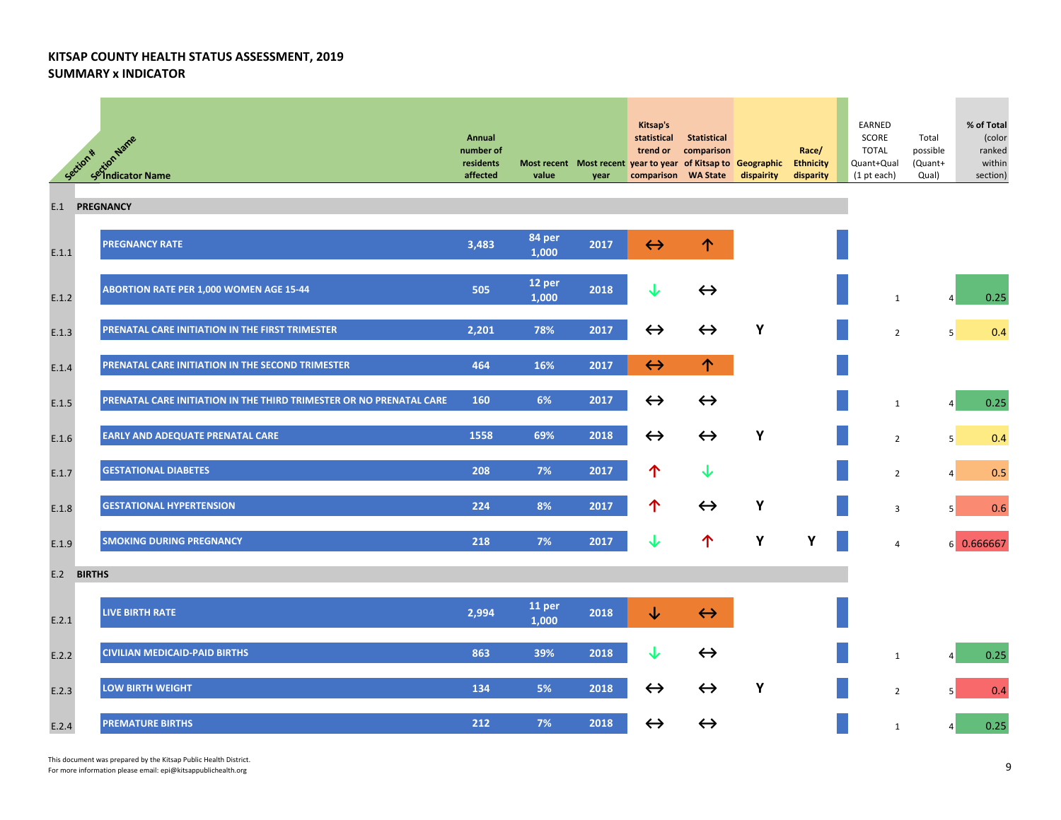# KITSAP COUNTY HEALTH STATUS ASSESSMENT, 2019
## SUMMARY x INDICATOR

| Section # | Section Name / Indicator Name | Annual number of residents affected | Most recent value | Most recent year | Kitsap's statistical trend or year to year comparison | Statistical comparison of Kitsap to WA State | Geographic disparity | Race/ Ethnicity disparity | EARNED SCORE TOTAL Quant+Qual (1 pt each) | Total possible (Quant+ Qual) | % of Total (color ranked within section) |
|---|---|---|---|---|---|---|---|---|---|---|---|
| E.1 | **PREGNANCY** | | | | | | | | | | |
| E.1.1 | PREGNANCY RATE | 3,483 | 84 per 1,000 | 2017 | ↔ | ↑ | | | | | |
| E.1.2 | ABORTION RATE PER 1,000 WOMEN AGE 15-44 | 505 | 12 per 1,000 | 2018 | ↓ | ↔ | | | 1 | 4 | 0.25 |
| E.1.3 | PRENATAL CARE INITIATION IN THE FIRST TRIMESTER | 2,201 | 78% | 2017 | ↔ | ↔ | Y | | 2 | 5 | 0.4 |
| E.1.4 | PRENATAL CARE INITIATION IN THE SECOND TRIMESTER | 464 | 16% | 2017 | ↔ | ↑ | | | | | |
| E.1.5 | PRENATAL CARE INITIATION IN THE THIRD TRIMESTER OR NO PRENATAL CARE | 160 | 6% | 2017 | ↔ | ↔ | | | 1 | 4 | 0.25 |
| E.1.6 | EARLY AND ADEQUATE PRENATAL CARE | 1558 | 69% | 2018 | ↔ | ↔ | Y | | 2 | 5 | 0.4 |
| E.1.7 | GESTATIONAL DIABETES | 208 | 7% | 2017 | ↑ | ↓ | | | 2 | 4 | 0.5 |
| E.1.8 | GESTATIONAL HYPERTENSION | 224 | 8% | 2017 | ↑ | ↔ | Y | | 3 | 5 | 0.6 |
| E.1.9 | SMOKING DURING PREGNANCY | 218 | 7% | 2017 | ↓ | ↑ | Y | Y | 4 | 6 | 0.666667 |
| E.2 | **BIRTHS** | | | | | | | | | | |
| E.2.1 | LIVE BIRTH RATE | 2,994 | 11 per 1,000 | 2018 | ↓ | ↔ | | | | | |
| E.2.2 | CIVILIAN MEDICAID-PAID BIRTHS | 863 | 39% | 2018 | ↓ | ↔ | | | 1 | 4 | 0.25 |
| E.2.3 | LOW BIRTH WEIGHT | 134 | 5% | 2018 | ↔ | ↔ | Y | | 2 | 5 | 0.4 |
| E.2.4 | PREMATURE BIRTHS | 212 | 7% | 2018 | ↔ | ↔ | | | 1 | 4 | 0.25 |

This document was prepared by the Kitsap Public Health District.
For more information please email: epi@kitsappublichealth.org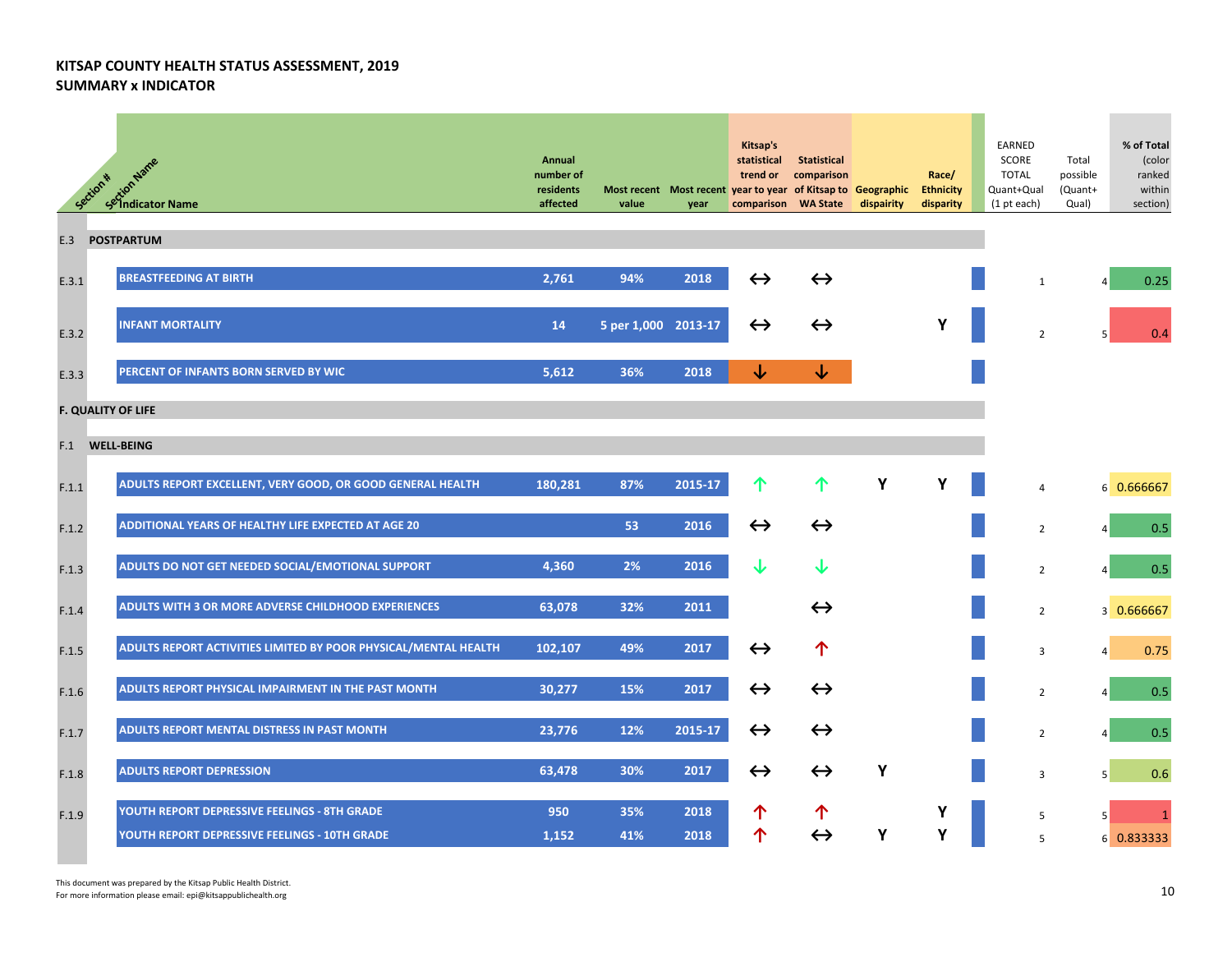# KITSAP COUNTY HEALTH STATUS ASSESSMENT, 2019

## SUMMARY x INDICATOR

| Section # | Section Name / Indicator Name | Annual number of residents affected | Most recent value | Most recent year | Kitsap's statistical trend or year to year comparison | Statistical comparison of Kitsap to WA State | Geographic disparity | Race/ Ethnicity disparity | EARNED SCORE TOTAL Quant+Qual (1 pt each) | Total possible (Quant+ Qual) | % of Total (color ranked within section) |
|---|---|---|---|---|---|---|---|---|---|---|---|
| E.3 | POSTPARTUM | | | | | | | | | | |
| E.3.1 | BREASTFEEDING AT BIRTH | 2,761 | 94% | 2018 | ↔ | ↔ | | | 1 | 4 | 0.25 |
| E.3.2 | INFANT MORTALITY | 14 | 5 per 1,000 | 2013-17 | ↔ | ↔ | | Y | 2 | 5 | 0.4 |
| E.3.3 | PERCENT OF INFANTS BORN SERVED BY WIC | 5,612 | 36% | 2018 | ↓ | ↓ | | | | | |
| F. | QUALITY OF LIFE | | | | | | | | | | |
| F.1 | WELL-BEING | | | | | | | | | | |
| F.1.1 | ADULTS REPORT EXCELLENT, VERY GOOD, OR GOOD GENERAL HEALTH | 180,281 | 87% | 2015-17 | ↑ | ↑ | Y | Y | 4 | 6 | 0.666667 |
| F.1.2 | ADDITIONAL YEARS OF HEALTHY LIFE EXPECTED AT AGE 20 | | 53 | 2016 | ↔ | ↔ | | | 2 | 4 | 0.5 |
| F.1.3 | ADULTS DO NOT GET NEEDED SOCIAL/EMOTIONAL SUPPORT | 4,360 | 2% | 2016 | ↓ | ↓ | | | 2 | 4 | 0.5 |
| F.1.4 | ADULTS WITH 3 OR MORE ADVERSE CHILDHOOD EXPERIENCES | 63,078 | 32% | 2011 | | ↔ | | | 2 | 3 | 0.666667 |
| F.1.5 | ADULTS REPORT ACTIVITIES LIMITED BY POOR PHYSICAL/MENTAL HEALTH | 102,107 | 49% | 2017 | ↔ | ↑ | | | 3 | 4 | 0.75 |
| F.1.6 | ADULTS REPORT PHYSICAL IMPAIRMENT IN THE PAST MONTH | 30,277 | 15% | 2017 | ↔ | ↔ | | | 2 | 4 | 0.5 |
| F.1.7 | ADULTS REPORT MENTAL DISTRESS IN PAST MONTH | 23,776 | 12% | 2015-17 | ↔ | ↔ | | | 2 | 4 | 0.5 |
| F.1.8 | ADULTS REPORT DEPRESSION | 63,478 | 30% | 2017 | ↔ | ↔ | Y | | 3 | 5 | 0.6 |
| F.1.9 | YOUTH REPORT DEPRESSIVE FEELINGS - 8TH GRADE | 950 | 35% | 2018 | ↑ | ↑ | | Y | 5 | 5 | 1 |
| | YOUTH REPORT DEPRESSIVE FEELINGS - 10TH GRADE | 1,152 | 41% | 2018 | ↑ | ↔ | Y | Y | 5 | 6 | 0.833333 |

This document was prepared by the Kitsap Public Health District.
For more information please email: epi@kitsappublichealth.org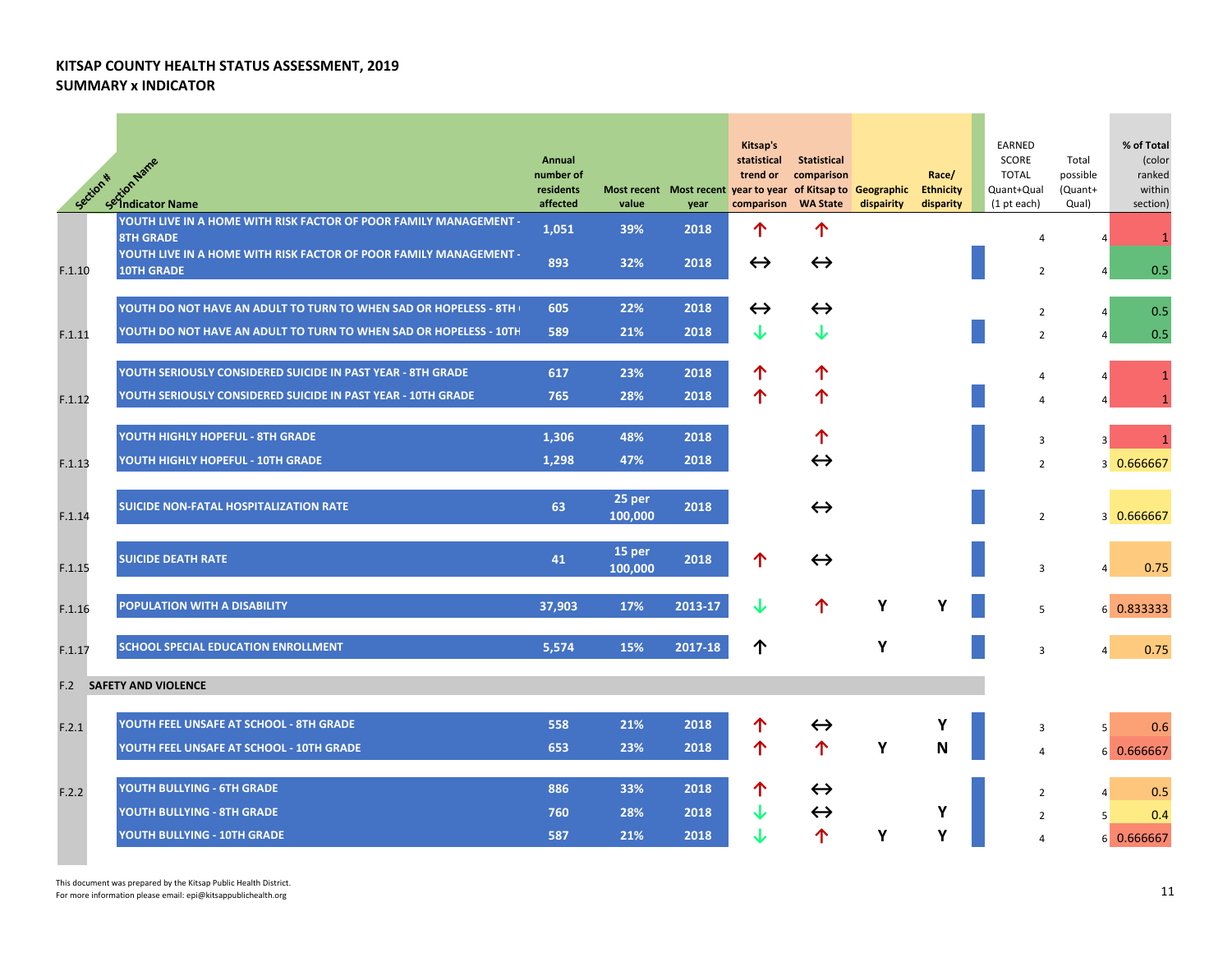**KITSAP COUNTY HEALTH STATUS ASSESSMENT, 2019**
**SUMMARY x INDICATOR**

| Section # | Section Name / Indicator Name | Annual number of residents affected | Most recent value | Most recent year | Kitsap's statistical trend or year to year comparison | Statistical comparison of Kitsap to WA State | Geographic dispairity | Race/ Ethnicity disparity | EARNED SCORE TOTAL Quant+Qual (1 pt each) | Total possible (Quant+ Qual) | % of Total (color ranked within section) |
|---|---|---|---|---|---|---|---|---|---|---|---|
| F.1.10 | YOUTH LIVE IN A HOME WITH RISK FACTOR OF POOR FAMILY MANAGEMENT - 8TH GRADE | 1,051 | 39% | 2018 | ↑ | ↑ | | | 4 | 4 | 1 |
| | YOUTH LIVE IN A HOME WITH RISK FACTOR OF POOR FAMILY MANAGEMENT - 10TH GRADE | 893 | 32% | 2018 | ↔ | ↔ | | | 2 | 4 | 0.5 |
| F.1.11 | YOUTH DO NOT HAVE AN ADULT TO TURN TO WHEN SAD OR HOPELESS - 8TH | 605 | 22% | 2018 | ↔ | ↔ | | | 2 | 4 | 0.5 |
| | YOUTH DO NOT HAVE AN ADULT TO TURN TO WHEN SAD OR HOPELESS - 10TH | 589 | 21% | 2018 | ↓ | ↓ | | | 2 | 4 | 0.5 |
| F.1.12 | YOUTH SERIOUSLY CONSIDERED SUICIDE IN PAST YEAR - 8TH GRADE | 617 | 23% | 2018 | ↑ | ↑ | | | 4 | 4 | 1 |
| | YOUTH SERIOUSLY CONSIDERED SUICIDE IN PAST YEAR - 10TH GRADE | 765 | 28% | 2018 | ↑ | ↑ | | | 4 | 4 | 1 |
| F.1.13 | YOUTH HIGHLY HOPEFUL - 8TH GRADE | 1,306 | 48% | 2018 | | ↑ | | | 3 | 3 | 1 |
| | YOUTH HIGHLY HOPEFUL - 10TH GRADE | 1,298 | 47% | 2018 | | ↔ | | | 2 | 3 | 0.666667 |
| F.1.14 | SUICIDE NON-FATAL HOSPITALIZATION RATE | 63 | 25 per 100,000 | 2018 | | ↔ | | | 2 | 3 | 0.666667 |
| F.1.15 | SUICIDE DEATH RATE | 41 | 15 per 100,000 | 2018 | ↑ | ↔ | | | 3 | 4 | 0.75 |
| F.1.16 | POPULATION WITH A DISABILITY | 37,903 | 17% | 2013-17 | ↓ | ↑ | Y | Y | 5 | 6 | 0.833333 |
| F.1.17 | SCHOOL SPECIAL EDUCATION ENROLLMENT | 5,574 | 15% | 2017-18 | ↑ | | Y | | 3 | 4 | 0.75 |
| **F.2** | **SAFETY AND VIOLENCE** | | | | | | | | | | |
| F.2.1 | YOUTH FEEL UNSAFE AT SCHOOL - 8TH GRADE | 558 | 21% | 2018 | ↑ | ↔ | | Y | 3 | 5 | 0.6 |
| | YOUTH FEEL UNSAFE AT SCHOOL - 10TH GRADE | 653 | 23% | 2018 | ↑ | ↑ | Y | N | 4 | 6 | 0.666667 |
| F.2.2 | YOUTH BULLYING - 6TH GRADE | 886 | 33% | 2018 | ↑ | ↔ | | | 2 | 4 | 0.5 |
| | YOUTH BULLYING - 8TH GRADE | 760 | 28% | 2018 | ↓ | ↔ | | Y | 2 | 5 | 0.4 |
| | YOUTH BULLYING - 10TH GRADE | 587 | 21% | 2018 | ↓ | ↑ | Y | Y | 4 | 6 | 0.666667 |

This document was prepared by the Kitsap Public Health District.
For more information please email: epi@kitsappublichealth.org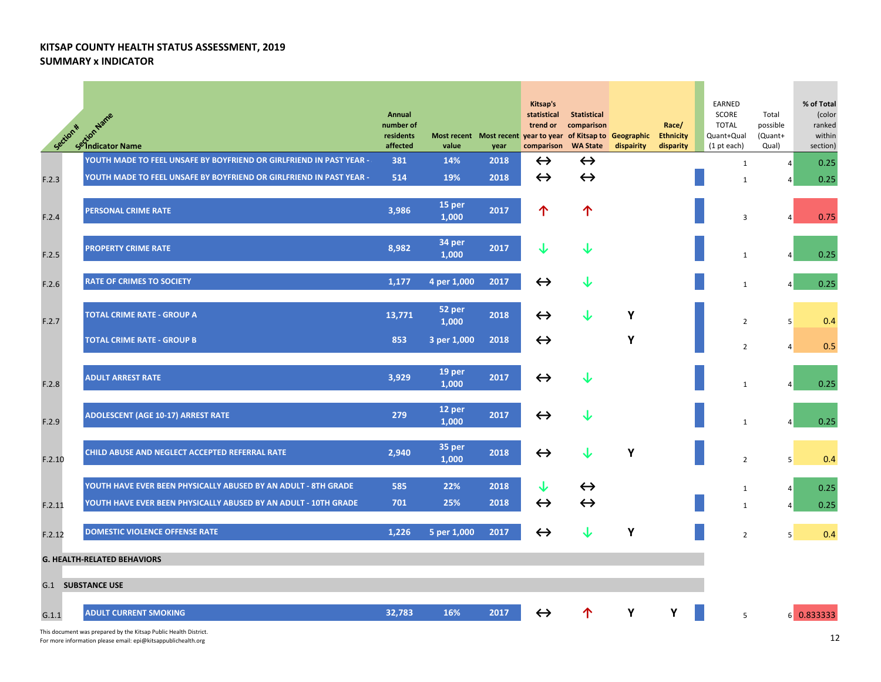# KITSAP COUNTY HEALTH STATUS ASSESSMENT, 2019
## SUMMARY x INDICATOR

| Section # | Section Name / Indicator Name | Annual number of residents affected | Most recent value | Most recent year | Kitsap's statistical trend or year to year comparison | Statistical comparison of Kitsap to WA State | Geographic dispairity | Race/ Ethnicity disparity | EARNED SCORE TOTAL Quant+Qual (1 pt each) | Total possible (Quant+ Qual) | % of Total (color ranked within section) |
|---|---|---|---|---|---|---|---|---|---|---|---|
| | YOUTH MADE TO FEEL UNSAFE BY BOYFRIEND OR GIRLFRIEND IN PAST YEAR - | 381 | 14% | 2018 | ↔ | ↔ | | | 1 | 4 | 0.25 |
| F.2.3 | YOUTH MADE TO FEEL UNSAFE BY BOYFRIEND OR GIRLFRIEND IN PAST YEAR - | 514 | 19% | 2018 | ↔ | ↔ | | | 1 | 4 | 0.25 |
| F.2.4 | PERSONAL CRIME RATE | 3,986 | 15 per 1,000 | 2017 | ↑ | ↑ | | | 3 | 4 | 0.75 |
| F.2.5 | PROPERTY CRIME RATE | 8,982 | 34 per 1,000 | 2017 | ↓ | ↓ | | | 1 | 4 | 0.25 |
| F.2.6 | RATE OF CRIMES TO SOCIETY | 1,177 | 4 per 1,000 | 2017 | ↔ | ↓ | | | 1 | 4 | 0.25 |
| F.2.7 | TOTAL CRIME RATE - GROUP A | 13,771 | 52 per 1,000 | 2018 | ↔ | ↓ | Y | | 2 | 5 | 0.4 |
| | TOTAL CRIME RATE - GROUP B | 853 | 3 per 1,000 | 2018 | ↔ | | Y | | 2 | 4 | 0.5 |
| F.2.8 | ADULT ARREST RATE | 3,929 | 19 per 1,000 | 2017 | ↔ | ↓ | | | 1 | 4 | 0.25 |
| F.2.9 | ADOLESCENT (AGE 10-17) ARREST RATE | 279 | 12 per 1,000 | 2017 | ↔ | ↓ | | | 1 | 4 | 0.25 |
| F.2.10 | CHILD ABUSE AND NEGLECT ACCEPTED REFERRAL RATE | 2,940 | 35 per 1,000 | 2018 | ↔ | ↓ | Y | | 2 | 5 | 0.4 |
| | YOUTH HAVE EVER BEEN PHYSICALLY ABUSED BY AN ADULT - 8TH GRADE | 585 | 22% | 2018 | ↓ | ↔ | | | 1 | 4 | 0.25 |
| F.2.11 | YOUTH HAVE EVER BEEN PHYSICALLY ABUSED BY AN ADULT - 10TH GRADE | 701 | 25% | 2018 | ↔ | ↔ | | | 1 | 4 | 0.25 |
| F.2.12 | DOMESTIC VIOLENCE OFFENSE RATE | 1,226 | 5 per 1,000 | 2017 | ↔ | ↓ | Y | | 2 | 5 | 0.4 |
| **G. HEALTH-RELATED BEHAVIORS** | | | | | | | | | | | |
| **G.1** | **SUBSTANCE USE** | | | | | | | | | | |
| G.1.1 | ADULT CURRENT SMOKING | 32,783 | 16% | 2017 | ↔ | ↑ | Y | Y | 5 | 6 | 0.833333 |

This document was prepared by the Kitsap Public Health District.
For more information please email: epi@kitsappublichealth.org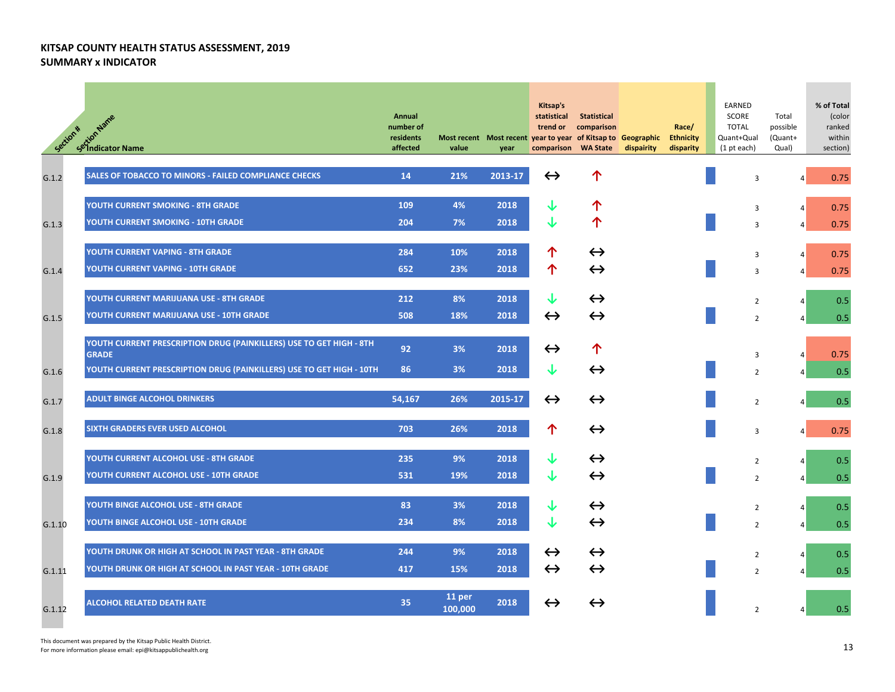**KITSAP COUNTY HEALTH STATUS ASSESSMENT, 2019**
**SUMMARY x INDICATOR**

| Section # | Section Name / Indicator Name | Annual number of residents affected | Most recent value | Most recent year | Kitsap's statistical trend or year to year comparison | Statistical comparison of Kitsap to WA State | Geographic dispairity | Race/ Ethnicity disparity | EARNED SCORE TOTAL Quant+Qual (1 pt each) | Total possible (Quant+ Qual) | % of Total (color ranked within section) |
|---|---|---|---|---|---|---|---|---|---|---|---|
| G.1.2 | SALES OF TOBACCO TO MINORS - FAILED COMPLIANCE CHECKS | 14 | 21% | 2013-17 | ↔ | ↑ | | | 3 | 4 | 0.75 |
| G.1.3 | YOUTH CURRENT SMOKING - 8TH GRADE | 109 | 4% | 2018 | ↓ | ↑ | | | 3 | 4 | 0.75 |
| | YOUTH CURRENT SMOKING - 10TH GRADE | 204 | 7% | 2018 | ↓ | ↑ | | | 3 | 4 | 0.75 |
| G.1.4 | YOUTH CURRENT VAPING - 8TH GRADE | 284 | 10% | 2018 | ↑ | ↔ | | | 3 | 4 | 0.75 |
| | YOUTH CURRENT VAPING - 10TH GRADE | 652 | 23% | 2018 | ↑ | ↔ | | | 3 | 4 | 0.75 |
| G.1.5 | YOUTH CURRENT MARIJUANA USE - 8TH GRADE | 212 | 8% | 2018 | ↓ | ↔ | | | 2 | 4 | 0.5 |
| | YOUTH CURRENT MARIJUANA USE - 10TH GRADE | 508 | 18% | 2018 | ↔ | ↔ | | | 2 | 4 | 0.5 |
| G.1.6 | YOUTH CURRENT PRESCRIPTION DRUG (PAINKILLERS) USE TO GET HIGH - 8TH GRADE | 92 | 3% | 2018 | ↔ | ↑ | | | 3 | 4 | 0.75 |
| | YOUTH CURRENT PRESCRIPTION DRUG (PAINKILLERS) USE TO GET HIGH - 10TH | 86 | 3% | 2018 | ↓ | ↔ | | | 2 | 4 | 0.5 |
| G.1.7 | ADULT BINGE ALCOHOL DRINKERS | 54,167 | 26% | 2015-17 | ↔ | ↔ | | | 2 | 4 | 0.5 |
| G.1.8 | SIXTH GRADERS EVER USED ALCOHOL | 703 | 26% | 2018 | ↑ | ↔ | | | 3 | 4 | 0.75 |
| G.1.9 | YOUTH CURRENT ALCOHOL USE - 8TH GRADE | 235 | 9% | 2018 | ↓ | ↔ | | | 2 | 4 | 0.5 |
| | YOUTH CURRENT ALCOHOL USE - 10TH GRADE | 531 | 19% | 2018 | ↓ | ↔ | | | 2 | 4 | 0.5 |
| G.1.10 | YOUTH BINGE ALCOHOL USE - 8TH GRADE | 83 | 3% | 2018 | ↓ | ↔ | | | 2 | 4 | 0.5 |
| | YOUTH BINGE ALCOHOL USE - 10TH GRADE | 234 | 8% | 2018 | ↓ | ↔ | | | 2 | 4 | 0.5 |
| G.1.11 | YOUTH DRUNK OR HIGH AT SCHOOL IN PAST YEAR - 8TH GRADE | 244 | 9% | 2018 | ↔ | ↔ | | | 2 | 4 | 0.5 |
| | YOUTH DRUNK OR HIGH AT SCHOOL IN PAST YEAR - 10TH GRADE | 417 | 15% | 2018 | ↔ | ↔ | | | 2 | 4 | 0.5 |
| G.1.12 | ALCOHOL RELATED DEATH RATE | 35 | 11 per 100,000 | 2018 | ↔ | ↔ | | | 2 | 4 | 0.5 |

This document was prepared by the Kitsap Public Health District.
For more information please email: epi@kitsappublichealth.org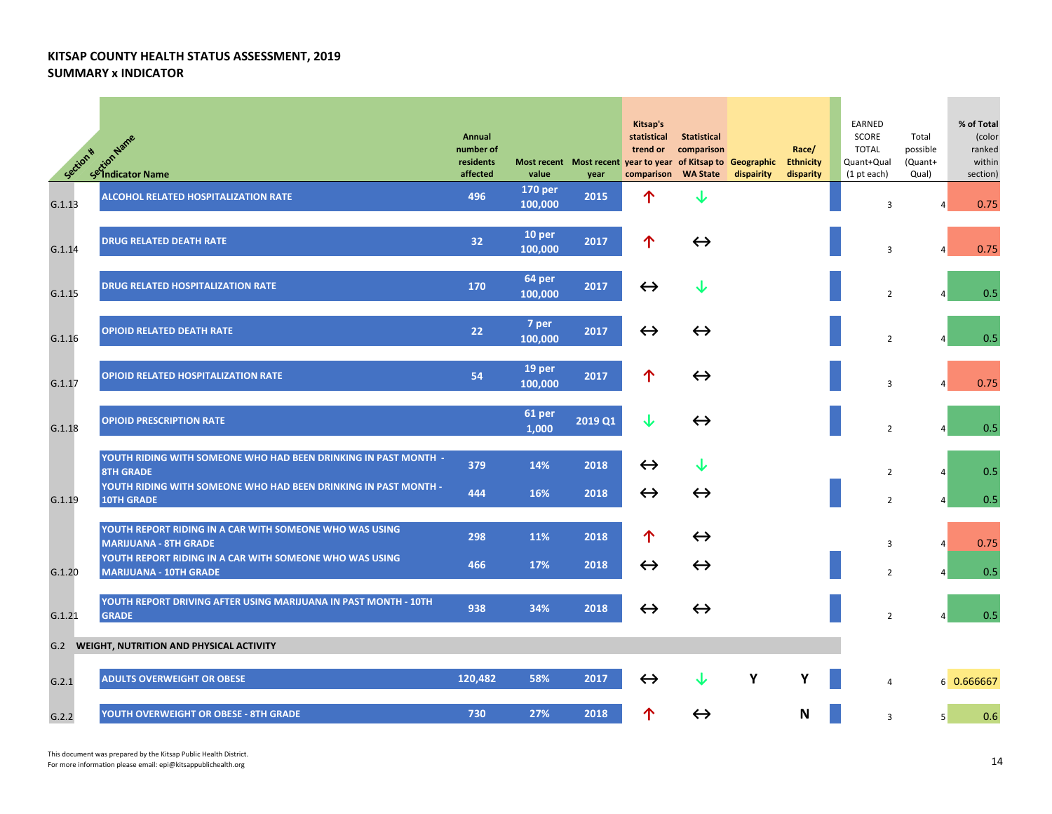**KITSAP COUNTY HEALTH STATUS ASSESSMENT, 2019**
**SUMMARY x INDICATOR**

| Section # | Section Name / Indicator Name | Annual number of residents affected | Most recent value | Most recent year | Kitsap's statistical trend or year to year comparison | Statistical comparison of Kitsap to WA State | Geographic dispairity | Race/ Ethnicity disparity | EARNED SCORE TOTAL Quant+Qual (1 pt each) | Total possible (Quant+ Qual) | % of Total (color ranked within section) |
|---|---|---|---|---|---|---|---|---|---|---|---|
| G.1.13 | ALCOHOL RELATED HOSPITALIZATION RATE | 496 | 170 per 100,000 | 2015 | ↑ | ↓ | | | 3 | 4 | 0.75 |
| G.1.14 | DRUG RELATED DEATH RATE | 32 | 10 per 100,000 | 2017 | ↑ | ↔ | | | 3 | 4 | 0.75 |
| G.1.15 | DRUG RELATED HOSPITALIZATION RATE | 170 | 64 per 100,000 | 2017 | ↔ | ↓ | | | 2 | 4 | 0.5 |
| G.1.16 | OPIOID RELATED DEATH RATE | 22 | 7 per 100,000 | 2017 | ↔ | ↔ | | | 2 | 4 | 0.5 |
| G.1.17 | OPIOID RELATED HOSPITALIZATION RATE | 54 | 19 per 100,000 | 2017 | ↑ | ↔ | | | 3 | 4 | 0.75 |
| G.1.18 | OPIOID PRESCRIPTION RATE | | 61 per 1,000 | 2019 Q1 | ↓ | ↔ | | | 2 | 4 | 0.5 |
| G.1.19 | YOUTH RIDING WITH SOMEONE WHO HAD BEEN DRINKING IN PAST MONTH - 8TH GRADE | 379 | 14% | 2018 | ↔ | ↓ | | | 2 | 4 | 0.5 |
| | YOUTH RIDING WITH SOMEONE WHO HAD BEEN DRINKING IN PAST MONTH - 10TH GRADE | 444 | 16% | 2018 | ↔ | ↔ | | | 2 | 4 | 0.5 |
| G.1.20 | YOUTH REPORT RIDING IN A CAR WITH SOMEONE WHO WAS USING MARIJUANA - 8TH GRADE | 298 | 11% | 2018 | ↑ | ↔ | | | 3 | 4 | 0.75 |
| | YOUTH REPORT RIDING IN A CAR WITH SOMEONE WHO WAS USING MARIJUANA - 10TH GRADE | 466 | 17% | 2018 | ↔ | ↔ | | | 2 | 4 | 0.5 |
| G.1.21 | YOUTH REPORT DRIVING AFTER USING MARIJUANA IN PAST MONTH - 10TH GRADE | 938 | 34% | 2018 | ↔ | ↔ | | | 2 | 4 | 0.5 |
| G.2 | **WEIGHT, NUTRITION AND PHYSICAL ACTIVITY** | | | | | | | | | | |
| G.2.1 | ADULTS OVERWEIGHT OR OBESE | 120,482 | 58% | 2017 | ↔ | ↓ | Y | Y | 4 | 6 | 0.666667 |
| G.2.2 | YOUTH OVERWEIGHT OR OBESE - 8TH GRADE | 730 | 27% | 2018 | ↑ | ↔ | | N | 3 | 5 | 0.6 |

This document was prepared by the Kitsap Public Health District.
For more information please email: epi@kitsappublichealth.org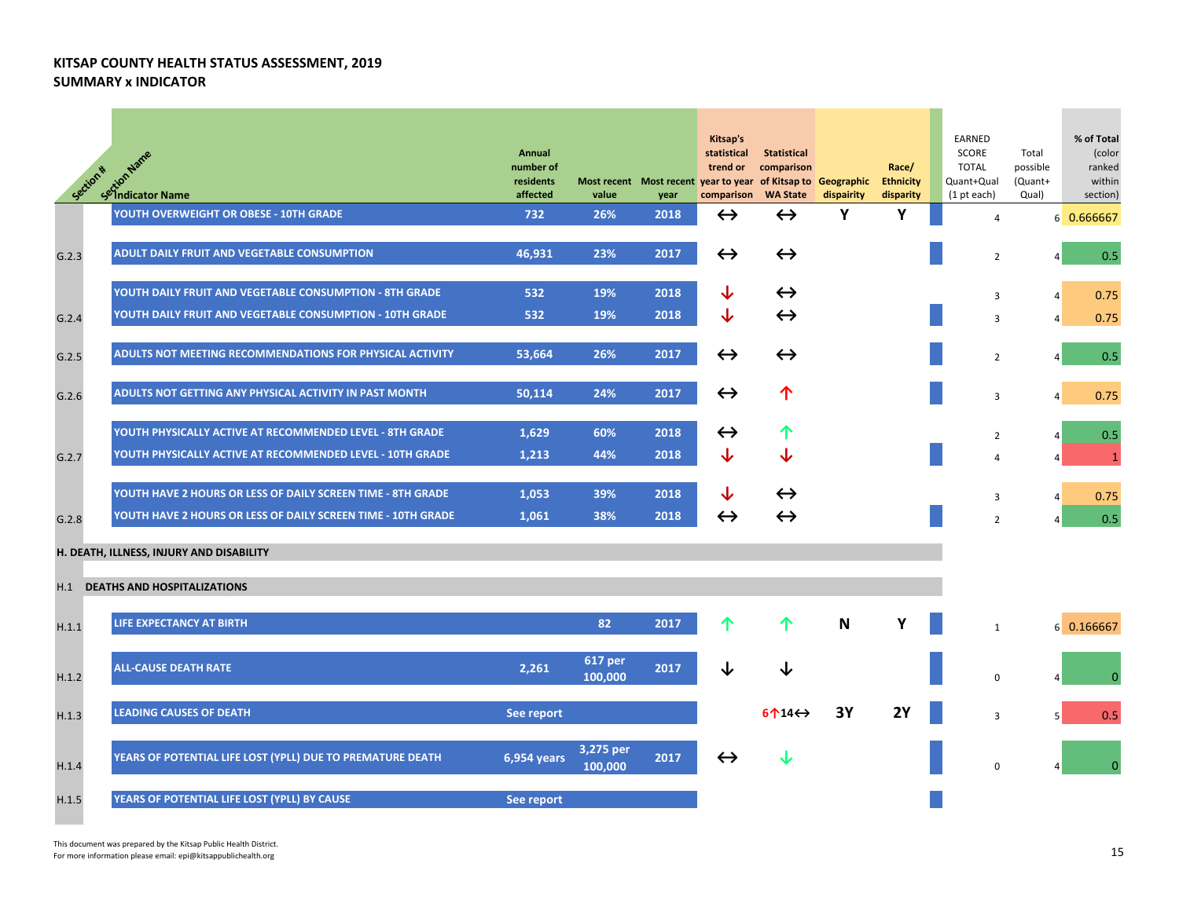**KITSAP COUNTY HEALTH STATUS ASSESSMENT, 2019**
**SUMMARY x INDICATOR**

| Section # | Section Name / Indicator Name | Annual number of residents affected | Most recent value | Most recent year | Kitsap's statistical trend or year to year comparison | Statistical comparison of Kitsap to WA State | Geographic dispairity | Race/ Ethnicity disparity | EARNED SCORE TOTAL Quant+Qual (1 pt each) | Total possible (Quant+ Qual) | % of Total (color ranked within section) |
|---|---|---|---|---|---|---|---|---|---|---|---|
| | YOUTH OVERWEIGHT OR OBESE - 10TH GRADE | 732 | 26% | 2018 | ↔ | ↔ | Y | Y | 4 | 6 | 0.666667 |
| G.2.3 | ADULT DAILY FRUIT AND VEGETABLE CONSUMPTION | 46,931 | 23% | 2017 | ↔ | ↔ | | | 2 | 4 | 0.5 |
| | YOUTH DAILY FRUIT AND VEGETABLE CONSUMPTION - 8TH GRADE | 532 | 19% | 2018 | ↓ | ↔ | | | 3 | 4 | 0.75 |
| G.2.4 | YOUTH DAILY FRUIT AND VEGETABLE CONSUMPTION - 10TH GRADE | 532 | 19% | 2018 | ↓ | ↔ | | | 3 | 4 | 0.75 |
| G.2.5 | ADULTS NOT MEETING RECOMMENDATIONS FOR PHYSICAL ACTIVITY | 53,664 | 26% | 2017 | ↔ | ↔ | | | 2 | 4 | 0.5 |
| G.2.6 | ADULTS NOT GETTING ANY PHYSICAL ACTIVITY IN PAST MONTH | 50,114 | 24% | 2017 | ↔ | ↑ | | | 3 | 4 | 0.75 |
| | YOUTH PHYSICALLY ACTIVE AT RECOMMENDED LEVEL - 8TH GRADE | 1,629 | 60% | 2018 | ↔ | ↑ | | | 2 | 4 | 0.5 |
| G.2.7 | YOUTH PHYSICALLY ACTIVE AT RECOMMENDED LEVEL - 10TH GRADE | 1,213 | 44% | 2018 | ↓ | ↓ | | | 4 | 4 | 1 |
| | YOUTH HAVE 2 HOURS OR LESS OF DAILY SCREEN TIME - 8TH GRADE | 1,053 | 39% | 2018 | ↓ | ↔ | | | 3 | 4 | 0.75 |
| G.2.8 | YOUTH HAVE 2 HOURS OR LESS OF DAILY SCREEN TIME - 10TH GRADE | 1,061 | 38% | 2018 | ↔ | ↔ | | | 2 | 4 | 0.5 |
| **H. DEATH, ILLNESS, INJURY AND DISABILITY** | | | | | | | | | | | |
| H.1 | **DEATHS AND HOSPITALIZATIONS** | | | | | | | | | | |
| H.1.1 | LIFE EXPECTANCY AT BIRTH | | 82 | 2017 | ↑ | ↑ | N | Y | 1 | 6 | 0.166667 |
| H.1.2 | ALL-CAUSE DEATH RATE | 2,261 | 617 per 100,000 | 2017 | ↓ | ↓ | | | 0 | 4 | 0 |
| H.1.3 | LEADING CAUSES OF DEATH | See report | | | | 6↑14↔ | 3Y | 2Y | 3 | 5 | 0.5 |
| H.1.4 | YEARS OF POTENTIAL LIFE LOST (YPLL) DUE TO PREMATURE DEATH | 6,954 years | 3,275 per 100,000 | 2017 | ↔ | ↓ | | | 0 | 4 | 0 |
| H.1.5 | YEARS OF POTENTIAL LIFE LOST (YPLL) BY CAUSE | See report | | | | | | | | | |

This document was prepared by the Kitsap Public Health District.
For more information please email: epi@kitsappublichealth.org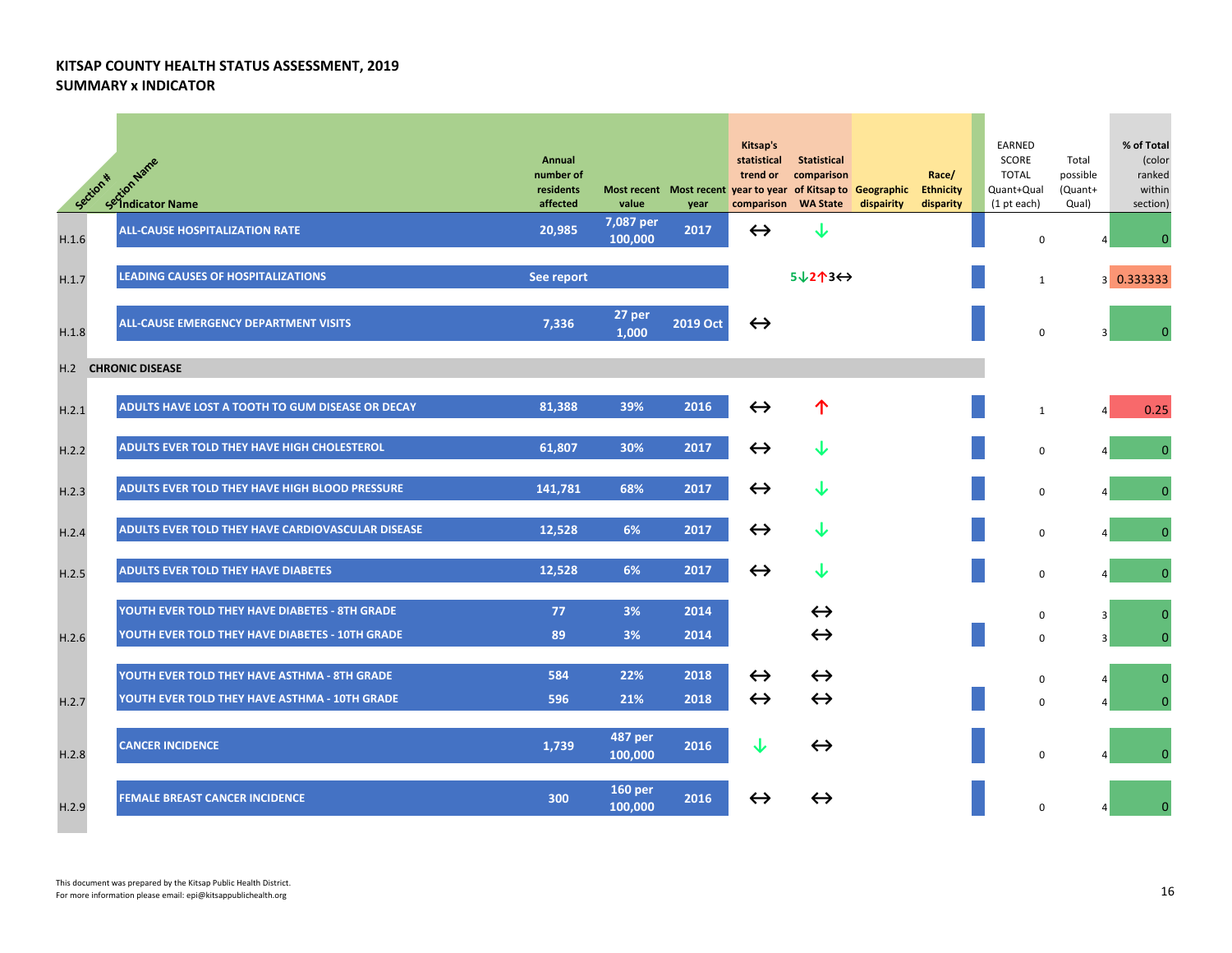**KITSAP COUNTY HEALTH STATUS ASSESSMENT, 2019**
**SUMMARY x INDICATOR**

| Section # | Section Name / Indicator Name | Annual number of residents affected | Most recent value | Most recent year | Kitsap's statistical trend or year to year comparison | Statistical comparison of Kitsap to WA State | Geographic dispairity | Race/ Ethnicity disparity | EARNED SCORE TOTAL Quant+Qual (1 pt each) | Total possible (Quant+ Qual) | % of Total (color ranked within section) |
|---|---|---|---|---|---|---|---|---|---|---|---|
| H.1.6 | ALL-CAUSE HOSPITALIZATION RATE | 20,985 | 7,087 per 100,000 | 2017 | ↔ | ↓ | | | 0 | 4 | 0 |
| H.1.7 | LEADING CAUSES OF HOSPITALIZATIONS | See report | | | | 5↓2↑3↔ | | | 1 | 3 | 0.333333 |
| H.1.8 | ALL-CAUSE EMERGENCY DEPARTMENT VISITS | 7,336 | 27 per 1,000 | 2019 Oct | ↔ | | | | 0 | 3 | 0 |
| H.2 | **CHRONIC DISEASE** | | | | | | | | | | |
| H.2.1 | ADULTS HAVE LOST A TOOTH TO GUM DISEASE OR DECAY | 81,388 | 39% | 2016 | ↔ | ↑ | | | 1 | 4 | 0.25 |
| H.2.2 | ADULTS EVER TOLD THEY HAVE HIGH CHOLESTEROL | 61,807 | 30% | 2017 | ↔ | ↓ | | | 0 | 4 | 0 |
| H.2.3 | ADULTS EVER TOLD THEY HAVE HIGH BLOOD PRESSURE | 141,781 | 68% | 2017 | ↔ | ↓ | | | 0 | 4 | 0 |
| H.2.4 | ADULTS EVER TOLD THEY HAVE CARDIOVASCULAR DISEASE | 12,528 | 6% | 2017 | ↔ | ↓ | | | 0 | 4 | 0 |
| H.2.5 | ADULTS EVER TOLD THEY HAVE DIABETES | 12,528 | 6% | 2017 | ↔ | ↓ | | | 0 | 4 | 0 |
| H.2.6 | YOUTH EVER TOLD THEY HAVE DIABETES - 8TH GRADE | 77 | 3% | 2014 | | ↔ | | | 0 | 3 | 0 |
| | YOUTH EVER TOLD THEY HAVE DIABETES - 10TH GRADE | 89 | 3% | 2014 | | ↔ | | | 0 | 3 | 0 |
| H.2.7 | YOUTH EVER TOLD THEY HAVE ASTHMA - 8TH GRADE | 584 | 22% | 2018 | ↔ | ↔ | | | 0 | 4 | 0 |
| | YOUTH EVER TOLD THEY HAVE ASTHMA - 10TH GRADE | 596 | 21% | 2018 | ↔ | ↔ | | | 0 | 4 | 0 |
| H.2.8 | CANCER INCIDENCE | 1,739 | 487 per 100,000 | 2016 | ↓ | ↔ | | | 0 | 4 | 0 |
| H.2.9 | FEMALE BREAST CANCER INCIDENCE | 300 | 160 per 100,000 | 2016 | ↔ | ↔ | | | 0 | 4 | 0 |

This document was prepared by the Kitsap Public Health District.
For more information please email: epi@kitsappublichealth.org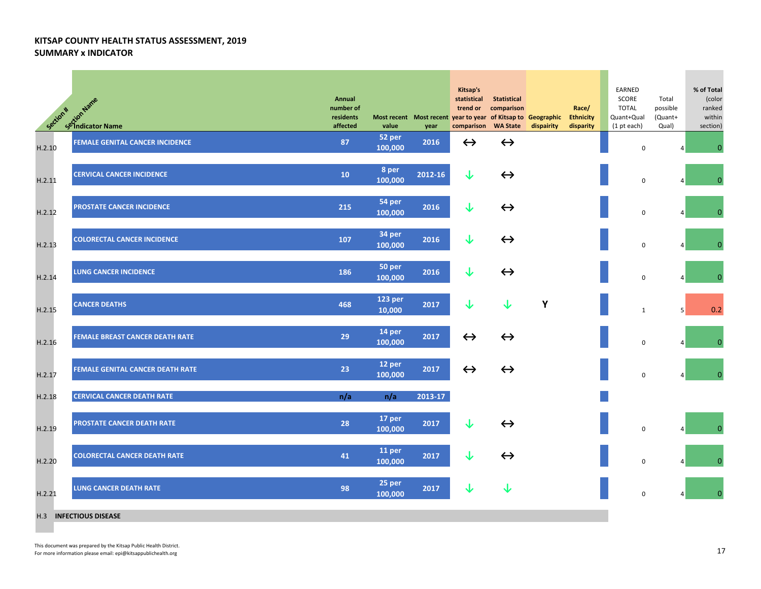**KITSAP COUNTY HEALTH STATUS ASSESSMENT, 2019**
**SUMMARY x INDICATOR**

| Section # | Section Name / Indicator Name | Annual number of residents affected | Most recent value | Most recent year | Kitsap's statistical trend or year to year comparison | Statistical comparison of Kitsap to WA State | Geographic disparity | Race/ Ethnicity disparity | EARNED SCORE TOTAL Quant+Qual (1 pt each) | Total possible (Quant+ Qual) | % of Total (color ranked within section) |
|---|---|---|---|---|---|---|---|---|---|---|---|
| H.2.10 | FEMALE GENITAL CANCER INCIDENCE | 87 | 52 per 100,000 | 2016 | ↔ | ↔ | | | 0 | 4 | 0 |
| H.2.11 | CERVICAL CANCER INCIDENCE | 10 | 8 per 100,000 | 2012-16 | ↓ | ↔ | | | 0 | 4 | 0 |
| H.2.12 | PROSTATE CANCER INCIDENCE | 215 | 54 per 100,000 | 2016 | ↓ | ↔ | | | 0 | 4 | 0 |
| H.2.13 | COLORECTAL CANCER INCIDENCE | 107 | 34 per 100,000 | 2016 | ↓ | ↔ | | | 0 | 4 | 0 |
| H.2.14 | LUNG CANCER INCIDENCE | 186 | 50 per 100,000 | 2016 | ↓ | ↔ | | | 0 | 4 | 0 |
| H.2.15 | CANCER DEATHS | 468 | 123 per 10,000 | 2017 | ↓ | ↓ | Y | | 1 | 5 | 0.2 |
| H.2.16 | FEMALE BREAST CANCER DEATH RATE | 29 | 14 per 100,000 | 2017 | ↔ | ↔ | | | 0 | 4 | 0 |
| H.2.17 | FEMALE GENITAL CANCER DEATH RATE | 23 | 12 per 100,000 | 2017 | ↔ | ↔ | | | 0 | 4 | 0 |
| H.2.18 | CERVICAL CANCER DEATH RATE | n/a | n/a | 2013-17 | | | | | | | |
| H.2.19 | PROSTATE CANCER DEATH RATE | 28 | 17 per 100,000 | 2017 | ↓ | ↔ | | | 0 | 4 | 0 |
| H.2.20 | COLORECTAL CANCER DEATH RATE | 41 | 11 per 100,000 | 2017 | ↓ | ↔ | | | 0 | 4 | 0 |
| H.2.21 | LUNG CANCER DEATH RATE | 98 | 25 per 100,000 | 2017 | ↓ | ↓ | | | 0 | 4 | 0 |
| H.3 | **INFECTIOUS DISEASE** | | | | | | | | | | |

This document was prepared by the Kitsap Public Health District.
For more information please email: epi@kitsappublichealth.org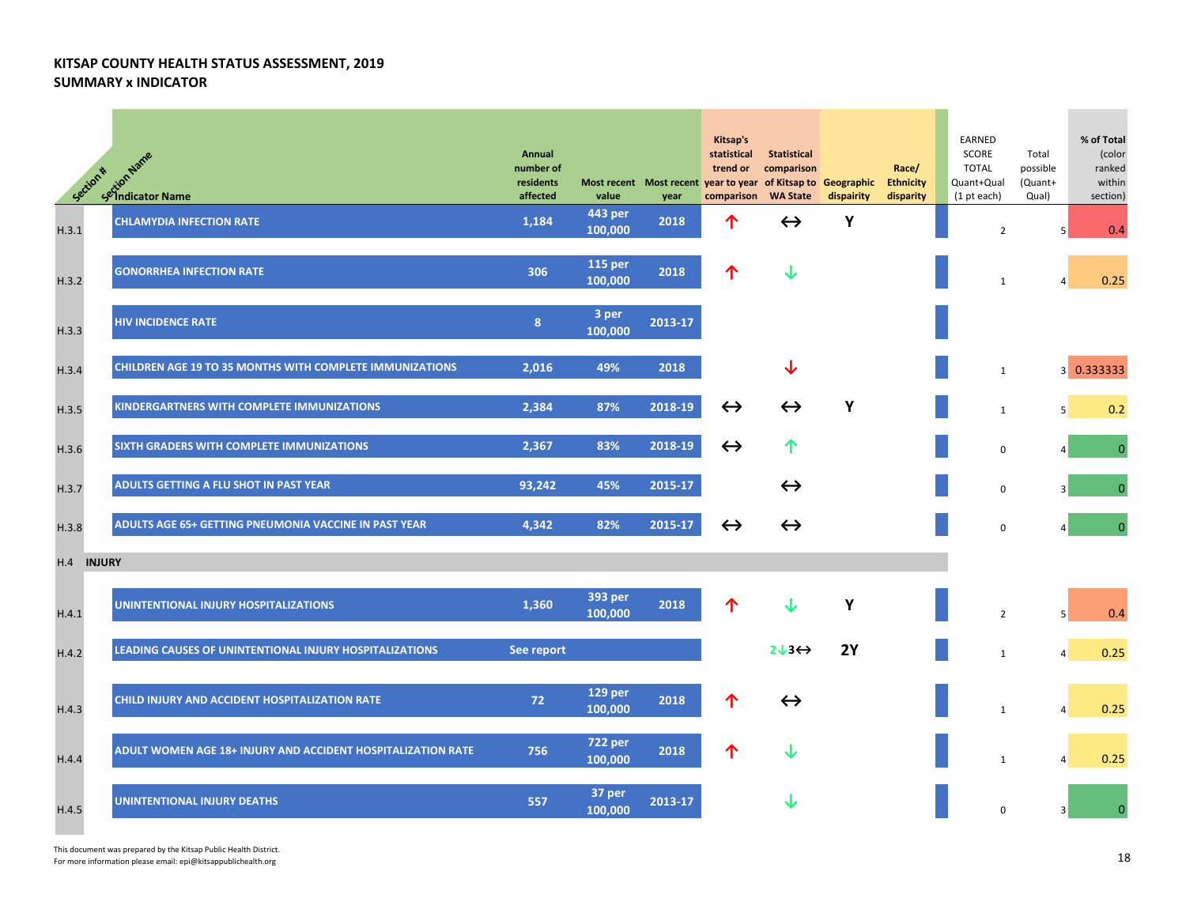# KITSAP COUNTY HEALTH STATUS ASSESSMENT, 2019
## SUMMARY x INDICATOR

| Section # | Section Name / Indicator Name | Annual number of residents affected | Most recent value | Most recent year | Kitsap's statistical trend or year to year comparison | Statistical comparison of Kitsap to WA State | Geographic dispairity | Race/ Ethnicity disparity | EARNED SCORE TOTAL Quant+Qual (1 pt each) | Total possible (Quant+ Qual) | % of Total (color ranked within section) |
|---|---|---|---|---|---|---|---|---|---|---|---|
| H.3.1 | CHLAMYDIA INFECTION RATE | 1,184 | 443 per 100,000 | 2018 | ↑ | ↔ | Y | | 2 | 5 | 0.4 |
| H.3.2 | GONORRHEA INFECTION RATE | 306 | 115 per 100,000 | 2018 | ↑ | ↓ | | | 1 | 4 | 0.25 |
| H.3.3 | HIV INCIDENCE RATE | 8 | 3 per 100,000 | 2013-17 | | | | | | | |
| H.3.4 | CHILDREN AGE 19 TO 35 MONTHS WITH COMPLETE IMMUNIZATIONS | 2,016 | 49% | 2018 | | ↓ | | | 1 | 3 | 0.333333 |
| H.3.5 | KINDERGARTNERS WITH COMPLETE IMMUNIZATIONS | 2,384 | 87% | 2018-19 | ↔ | ↔ | Y | | 1 | 5 | 0.2 |
| H.3.6 | SIXTH GRADERS WITH COMPLETE IMMUNIZATIONS | 2,367 | 83% | 2018-19 | ↔ | ↑ | | | 0 | 4 | 0 |
| H.3.7 | ADULTS GETTING A FLU SHOT IN PAST YEAR | 93,242 | 45% | 2015-17 | | ↔ | | | 0 | 3 | 0 |
| H.3.8 | ADULTS AGE 65+ GETTING PNEUMONIA VACCINE IN PAST YEAR | 4,342 | 82% | 2015-17 | ↔ | ↔ | | | 0 | 4 | 0 |
| H.4 | **INJURY** | | | | | | | | | | |
| H.4.1 | UNINTENTIONAL INJURY HOSPITALIZATIONS | 1,360 | 393 per 100,000 | 2018 | ↑ | ↓ | Y | | 2 | 5 | 0.4 |
| H.4.2 | LEADING CAUSES OF UNINTENTIONAL INJURY HOSPITALIZATIONS | See report | | | | 2↓3↔ | 2Y | | 1 | 4 | 0.25 |
| H.4.3 | CHILD INJURY AND ACCIDENT HOSPITALIZATION RATE | 72 | 129 per 100,000 | 2018 | ↑ | ↔ | | | 1 | 4 | 0.25 |
| H.4.4 | ADULT WOMEN AGE 18+ INJURY AND ACCIDENT HOSPITALIZATION RATE | 756 | 722 per 100,000 | 2018 | ↑ | ↓ | | | 1 | 4 | 0.25 |
| H.4.5 | UNINTENTIONAL INJURY DEATHS | 557 | 37 per 100,000 | 2013-17 | | ↓ | | | 0 | 3 | 0 |

This document was prepared by the Kitsap Public Health District.
For more information please email: epi@kitsappublichealth.org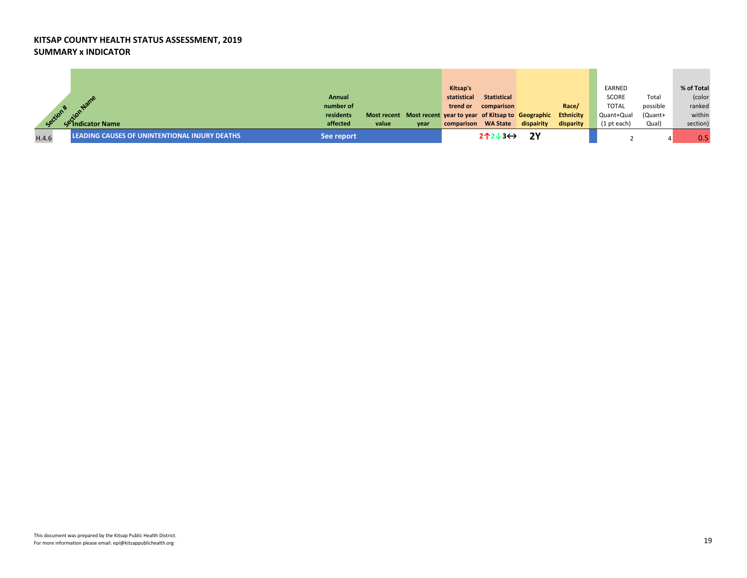**KITSAP COUNTY HEALTH STATUS ASSESSMENT, 2019**
**SUMMARY x INDICATOR**

| Section # | Section Name Indicator Name | Annual number of residents affected | Most recent value | Most recent year | Kitsap's statistical trend or year to year comparison | Statistical comparison of Kitsap to WA State | Geographic dispairity | Race/ Ethnicity disparity | | EARNED SCORE TOTAL Quant+Qual (1 pt each) | Total possible (Quant+ Qual) | % of Total (color ranked within section) |
|---|---|---|---|---|---|---|---|---|---|---|---|---|
| H.4.6 | LEADING CAUSES OF UNINTENTIONAL INJURY DEATHS | See report | | | | 2↑2↓3↔ | 2Y | | | 2 | 4 | 0.5 |

This document was prepared by the Kitsap Public Health District.
For more information please email: epi@kitsappublichealth.org